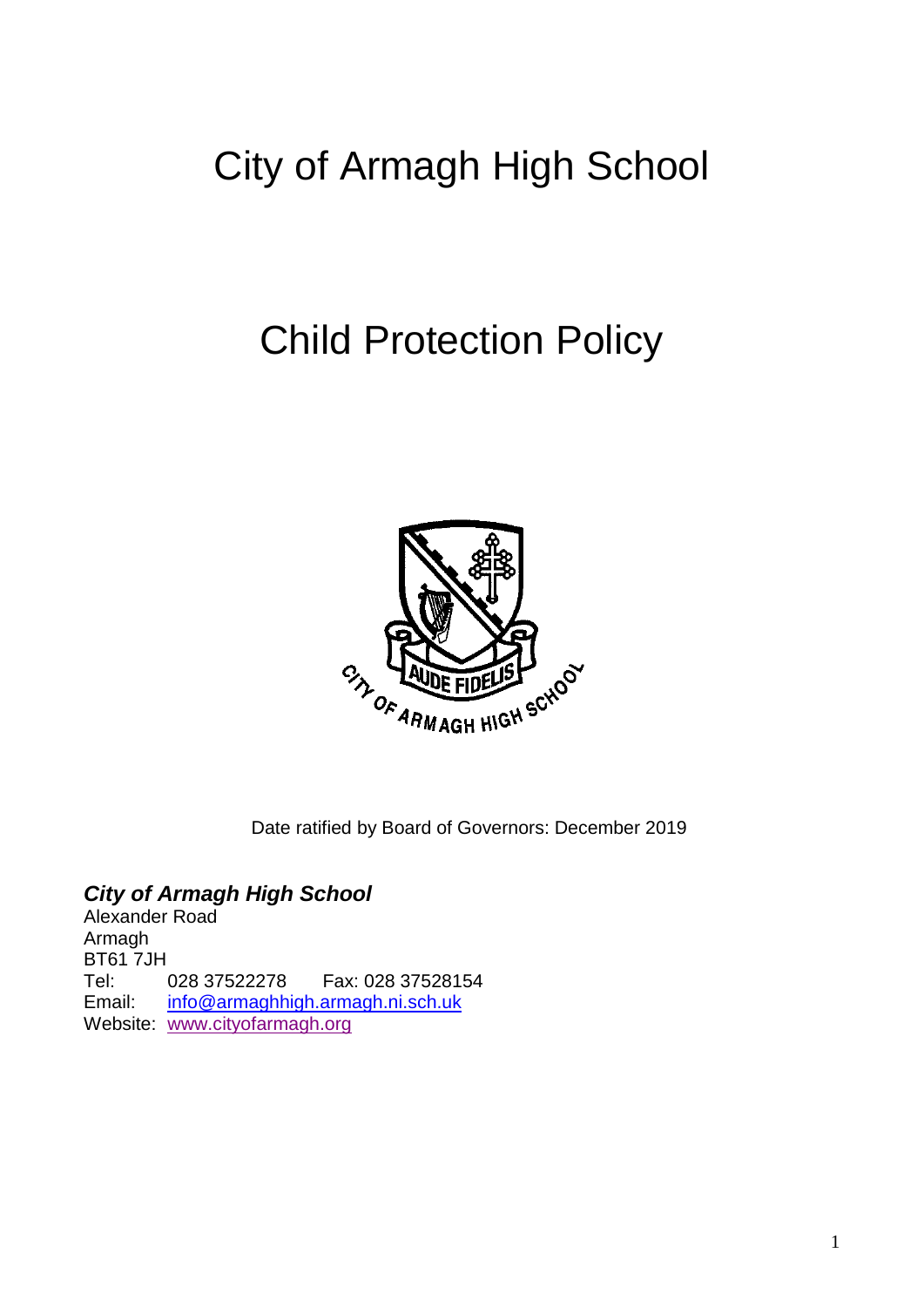# City of Armagh High School

# Child Protection Policy

Date ratified by Board of Governors: December 2019

***City of Armagh High School***

Alexander Road
Armagh
BT61 7JH
Tel: 028 37522278 Fax: 028 37528154
Email: info@armaghhigh.armagh.ni.sch.uk
Website: www.cityofarmagh.org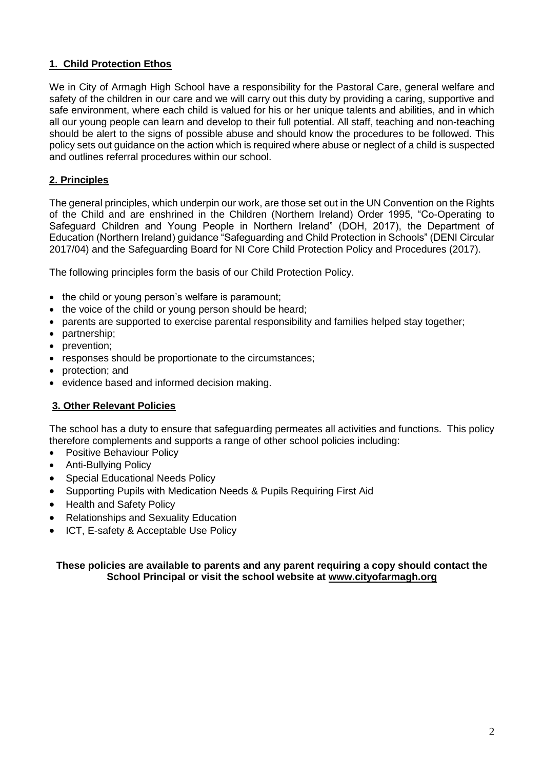## **1. Child Protection Ethos**

We in City of Armagh High School have a responsibility for the Pastoral Care, general welfare and safety of the children in our care and we will carry out this duty by providing a caring, supportive and safe environment, where each child is valued for his or her unique talents and abilities, and in which all our young people can learn and develop to their full potential. All staff, teaching and non-teaching should be alert to the signs of possible abuse and should know the procedures to be followed. This policy sets out guidance on the action which is required where abuse or neglect of a child is suspected and outlines referral procedures within our school.

## **2. Principles**

The general principles, which underpin our work, are those set out in the UN Convention on the Rights of the Child and are enshrined in the Children (Northern Ireland) Order 1995, "Co-Operating to Safeguard Children and Young People in Northern Ireland" (DOH, 2017), the Department of Education (Northern Ireland) guidance "Safeguarding and Child Protection in Schools" (DENI Circular 2017/04) and the Safeguarding Board for NI Core Child Protection Policy and Procedures (2017).

The following principles form the basis of our Child Protection Policy.

- the child or young person's welfare is paramount;
- the voice of the child or young person should be heard;
- parents are supported to exercise parental responsibility and families helped stay together;
- partnership;
- prevention;
- responses should be proportionate to the circumstances;
- protection; and
- evidence based and informed decision making.

## **3. Other Relevant Policies**

The school has a duty to ensure that safeguarding permeates all activities and functions. This policy therefore complements and supports a range of other school policies including:

- Positive Behaviour Policy
- Anti-Bullying Policy
- Special Educational Needs Policy
- Supporting Pupils with Medication Needs & Pupils Requiring First Aid
- Health and Safety Policy
- Relationships and Sexuality Education
- ICT, E-safety & Acceptable Use Policy

**These policies are available to parents and any parent requiring a copy should contact the School Principal or visit the school website at www.cityofarmagh.org**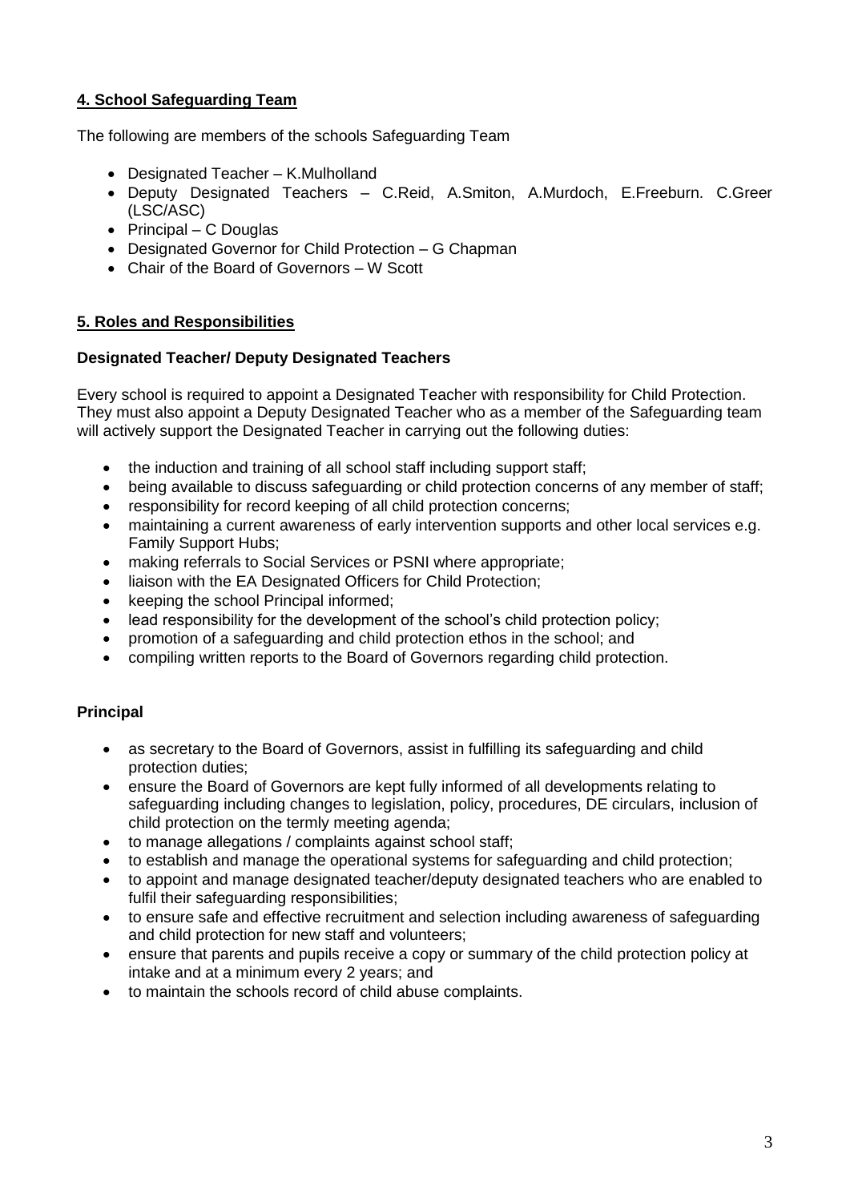## 4. School Safeguarding Team

The following are members of the schools Safeguarding Team

- Designated Teacher – K.Mulholland
- Deputy Designated Teachers – C.Reid, A.Smiton, A.Murdoch, E.Freeburn. C.Greer (LSC/ASC)
- Principal – C Douglas
- Designated Governor for Child Protection – G Chapman
- Chair of the Board of Governors – W Scott

## 5. Roles and Responsibilities

### Designated Teacher/ Deputy Designated Teachers

Every school is required to appoint a Designated Teacher with responsibility for Child Protection. They must also appoint a Deputy Designated Teacher who as a member of the Safeguarding team will actively support the Designated Teacher in carrying out the following duties:

- the induction and training of all school staff including support staff;
- being available to discuss safeguarding or child protection concerns of any member of staff;
- responsibility for record keeping of all child protection concerns;
- maintaining a current awareness of early intervention supports and other local services e.g. Family Support Hubs;
- making referrals to Social Services or PSNI where appropriate;
- liaison with the EA Designated Officers for Child Protection;
- keeping the school Principal informed;
- lead responsibility for the development of the school's child protection policy;
- promotion of a safeguarding and child protection ethos in the school; and
- compiling written reports to the Board of Governors regarding child protection.

### Principal

- as secretary to the Board of Governors, assist in fulfilling its safeguarding and child protection duties;
- ensure the Board of Governors are kept fully informed of all developments relating to safeguarding including changes to legislation, policy, procedures, DE circulars, inclusion of child protection on the termly meeting agenda;
- to manage allegations / complaints against school staff;
- to establish and manage the operational systems for safeguarding and child protection;
- to appoint and manage designated teacher/deputy designated teachers who are enabled to fulfil their safeguarding responsibilities;
- to ensure safe and effective recruitment and selection including awareness of safeguarding and child protection for new staff and volunteers;
- ensure that parents and pupils receive a copy or summary of the child protection policy at intake and at a minimum every 2 years; and
- to maintain the schools record of child abuse complaints.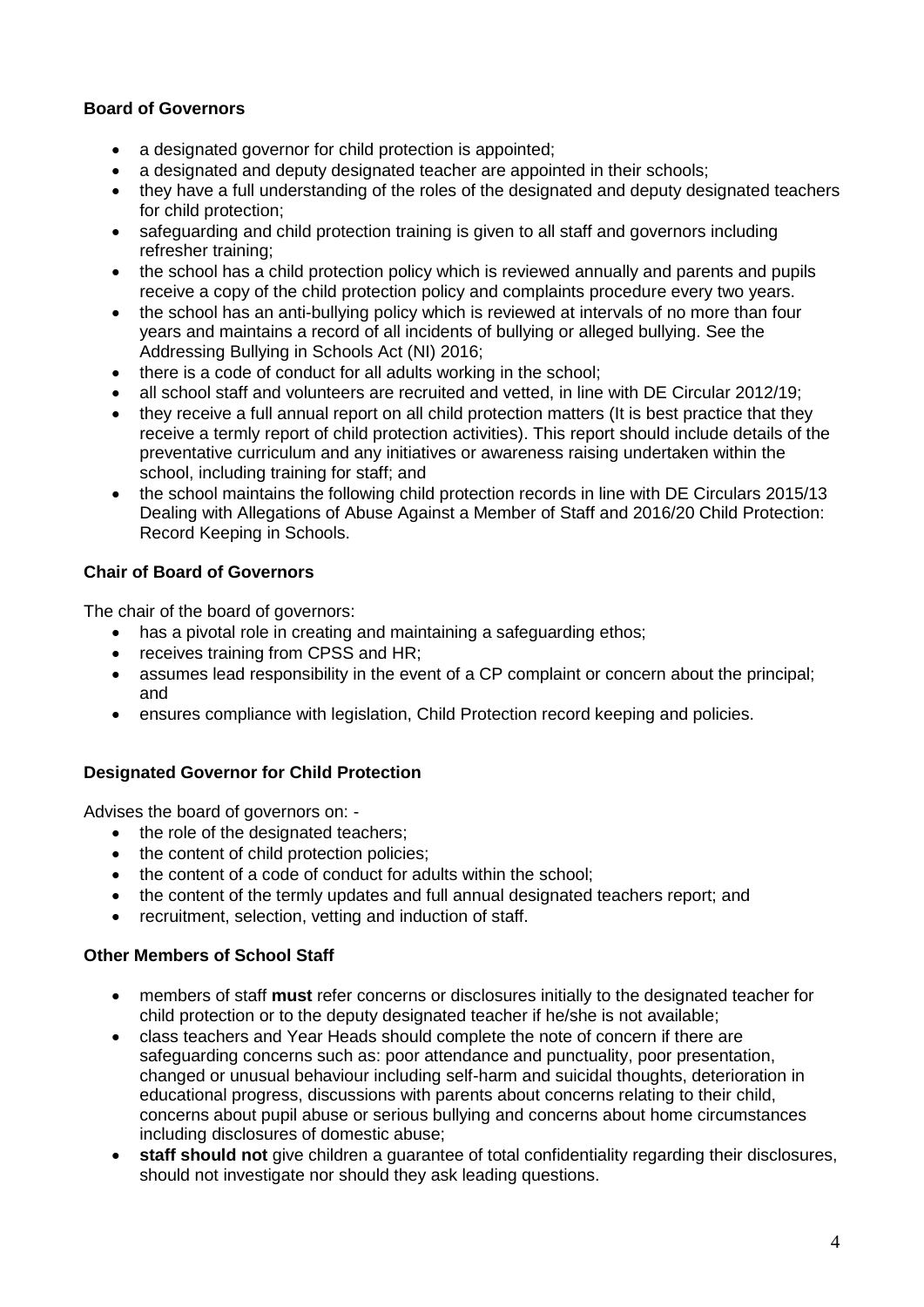**Board of Governors**

- a designated governor for child protection is appointed;
- a designated and deputy designated teacher are appointed in their schools;
- they have a full understanding of the roles of the designated and deputy designated teachers for child protection;
- safeguarding and child protection training is given to all staff and governors including refresher training;
- the school has a child protection policy which is reviewed annually and parents and pupils receive a copy of the child protection policy and complaints procedure every two years.
- the school has an anti-bullying policy which is reviewed at intervals of no more than four years and maintains a record of all incidents of bullying or alleged bullying. See the Addressing Bullying in Schools Act (NI) 2016;
- there is a code of conduct for all adults working in the school;
- all school staff and volunteers are recruited and vetted, in line with DE Circular 2012/19;
- they receive a full annual report on all child protection matters (It is best practice that they receive a termly report of child protection activities). This report should include details of the preventative curriculum and any initiatives or awareness raising undertaken within the school, including training for staff; and
- the school maintains the following child protection records in line with DE Circulars 2015/13 Dealing with Allegations of Abuse Against a Member of Staff and 2016/20 Child Protection: Record Keeping in Schools.

**Chair of Board of Governors**

The chair of the board of governors:

- has a pivotal role in creating and maintaining a safeguarding ethos;
- receives training from CPSS and HR;
- assumes lead responsibility in the event of a CP complaint or concern about the principal; and
- ensures compliance with legislation, Child Protection record keeping and policies.

**Designated Governor for Child Protection**

Advises the board of governors on: -

- the role of the designated teachers;
- the content of child protection policies;
- the content of a code of conduct for adults within the school;
- the content of the termly updates and full annual designated teachers report; and
- recruitment, selection, vetting and induction of staff.

**Other Members of School Staff**

- members of staff **must** refer concerns or disclosures initially to the designated teacher for child protection or to the deputy designated teacher if he/she is not available;
- class teachers and Year Heads should complete the note of concern if there are safeguarding concerns such as: poor attendance and punctuality, poor presentation, changed or unusual behaviour including self-harm and suicidal thoughts, deterioration in educational progress, discussions with parents about concerns relating to their child, concerns about pupil abuse or serious bullying and concerns about home circumstances including disclosures of domestic abuse;
- **staff should not** give children a guarantee of total confidentiality regarding their disclosures, should not investigate nor should they ask leading questions.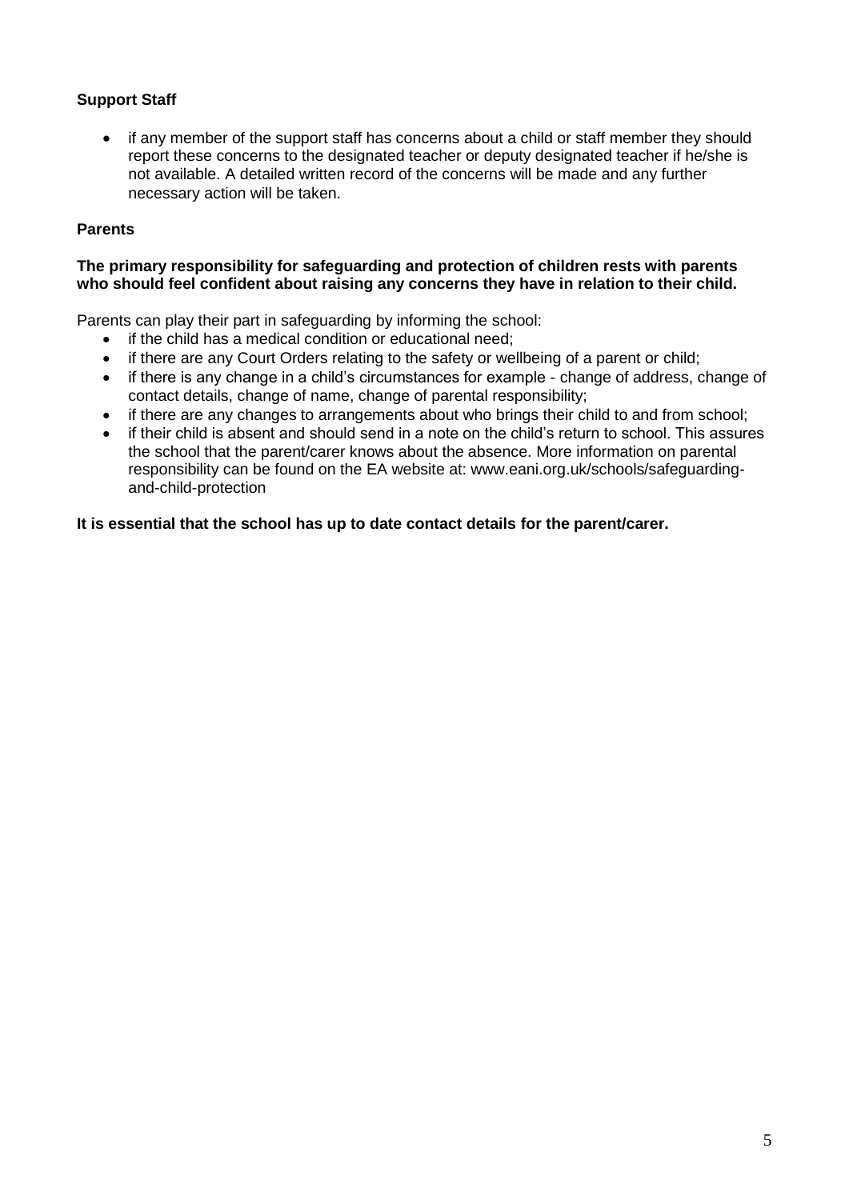**Support Staff**

- if any member of the support staff has concerns about a child or staff member they should report these concerns to the designated teacher or deputy designated teacher if he/she is not available. A detailed written record of the concerns will be made and any further necessary action will be taken.

**Parents**

**The primary responsibility for safeguarding and protection of children rests with parents who should feel confident about raising any concerns they have in relation to their child.**

Parents can play their part in safeguarding by informing the school:

- if the child has a medical condition or educational need;
- if there are any Court Orders relating to the safety or wellbeing of a parent or child;
- if there is any change in a child's circumstances for example - change of address, change of contact details, change of name, change of parental responsibility;
- if there are any changes to arrangements about who brings their child to and from school;
- if their child is absent and should send in a note on the child's return to school. This assures the school that the parent/carer knows about the absence. More information on parental responsibility can be found on the EA website at: www.eani.org.uk/schools/safeguarding-and-child-protection

**It is essential that the school has up to date contact details for the parent/carer.**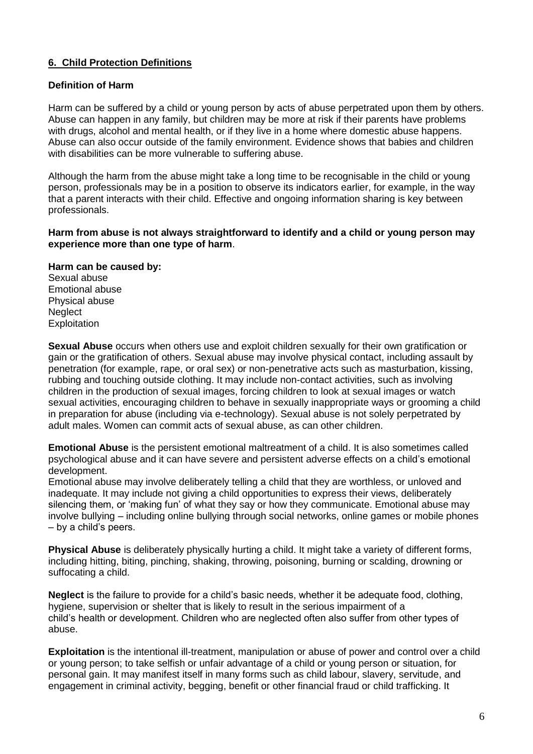## 6. Child Protection Definitions

### Definition of Harm

Harm can be suffered by a child or young person by acts of abuse perpetrated upon them by others. Abuse can happen in any family, but children may be more at risk if their parents have problems with drugs, alcohol and mental health, or if they live in a home where domestic abuse happens. Abuse can also occur outside of the family environment. Evidence shows that babies and children with disabilities can be more vulnerable to suffering abuse.

Although the harm from the abuse might take a long time to be recognisable in the child or young person, professionals may be in a position to observe its indicators earlier, for example, in the way that a parent interacts with their child. Effective and ongoing information sharing is key between professionals.

**Harm from abuse is not always straightforward to identify and a child or young person may experience more than one type of harm**.

**Harm can be caused by:**
Sexual abuse
Emotional abuse
Physical abuse
Neglect
Exploitation

**Sexual Abuse** occurs when others use and exploit children sexually for their own gratification or gain or the gratification of others. Sexual abuse may involve physical contact, including assault by penetration (for example, rape, or oral sex) or non-penetrative acts such as masturbation, kissing, rubbing and touching outside clothing. It may include non-contact activities, such as involving children in the production of sexual images, forcing children to look at sexual images or watch sexual activities, encouraging children to behave in sexually inappropriate ways or grooming a child in preparation for abuse (including via e-technology). Sexual abuse is not solely perpetrated by adult males. Women can commit acts of sexual abuse, as can other children.

**Emotional Abuse** is the persistent emotional maltreatment of a child. It is also sometimes called psychological abuse and it can have severe and persistent adverse effects on a child's emotional development.

Emotional abuse may involve deliberately telling a child that they are worthless, or unloved and inadequate. It may include not giving a child opportunities to express their views, deliberately silencing them, or 'making fun' of what they say or how they communicate. Emotional abuse may involve bullying – including online bullying through social networks, online games or mobile phones – by a child's peers.

**Physical Abuse** is deliberately physically hurting a child. It might take a variety of different forms, including hitting, biting, pinching, shaking, throwing, poisoning, burning or scalding, drowning or suffocating a child.

**Neglect** is the failure to provide for a child's basic needs, whether it be adequate food, clothing, hygiene, supervision or shelter that is likely to result in the serious impairment of a child's health or development. Children who are neglected often also suffer from other types of abuse.

**Exploitation** is the intentional ill-treatment, manipulation or abuse of power and control over a child or young person; to take selfish or unfair advantage of a child or young person or situation, for personal gain. It may manifest itself in many forms such as child labour, slavery, servitude, and engagement in criminal activity, begging, benefit or other financial fraud or child trafficking. It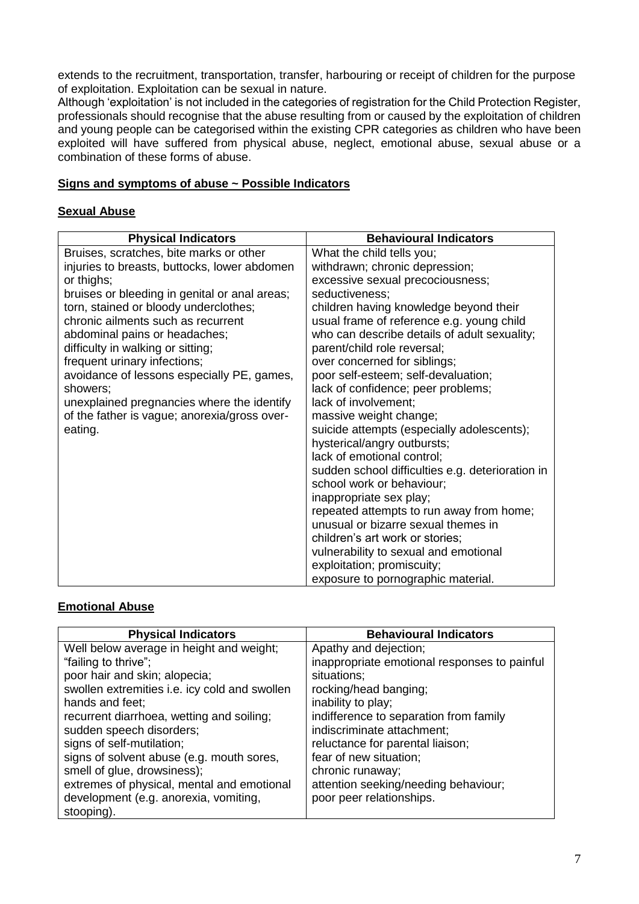extends to the recruitment, transportation, transfer, harbouring or receipt of children for the purpose of exploitation. Exploitation can be sexual in nature.

Although 'exploitation' is not included in the categories of registration for the Child Protection Register, professionals should recognise that the abuse resulting from or caused by the exploitation of children and young people can be categorised within the existing CPR categories as children who have been exploited will have suffered from physical abuse, neglect, emotional abuse, sexual abuse or a combination of these forms of abuse.

**Signs and symptoms of abuse ~ Possible Indicators**

**Sexual Abuse**

| Physical Indicators | Behavioural Indicators |
|---|---|
| Bruises, scratches, bite marks or other injuries to breasts, buttocks, lower abdomen or thighs;<br>bruises or bleeding in genital or anal areas;<br>torn, stained or bloody underclothes;<br>chronic ailments such as recurrent abdominal pains or headaches;<br>difficulty in walking or sitting;<br>frequent urinary infections;<br>avoidance of lessons especially PE, games, showers;<br>unexplained pregnancies where the identify of the father is vague; anorexia/gross over-eating. | What the child tells you;<br>withdrawn; chronic depression;<br>excessive sexual precociousness;<br>seductiveness;<br>children having knowledge beyond their usual frame of reference e.g. young child who can describe details of adult sexuality;<br>parent/child role reversal;<br>over concerned for siblings;<br>poor self-esteem; self-devaluation;<br>lack of confidence; peer problems;<br>lack of involvement;<br>massive weight change;<br>suicide attempts (especially adolescents);<br>hysterical/angry outbursts;<br>lack of emotional control;<br>sudden school difficulties e.g. deterioration in school work or behaviour;<br>inappropriate sex play;<br>repeated attempts to run away from home;<br>unusual or bizarre sexual themes in children's art work or stories;<br>vulnerability to sexual and emotional exploitation; promiscuity;<br>exposure to pornographic material. |

**Emotional Abuse**

| Physical Indicators | Behavioural Indicators |
|---|---|
| Well below average in height and weight;<br>"failing to thrive";<br>poor hair and skin; alopecia;<br>swollen extremities i.e. icy cold and swollen hands and feet;<br>recurrent diarrhoea, wetting and soiling;<br>sudden speech disorders;<br>signs of self-mutilation;<br>signs of solvent abuse (e.g. mouth sores, smell of glue, drowsiness);<br>extremes of physical, mental and emotional development (e.g. anorexia, vomiting, stooping). | Apathy and dejection;<br>inappropriate emotional responses to painful situations;<br>rocking/head banging;<br>inability to play;<br>indifference to separation from family<br>indiscriminate attachment;<br>reluctance for parental liaison;<br>fear of new situation;<br>chronic runaway;<br>attention seeking/needing behaviour;<br>poor peer relationships. |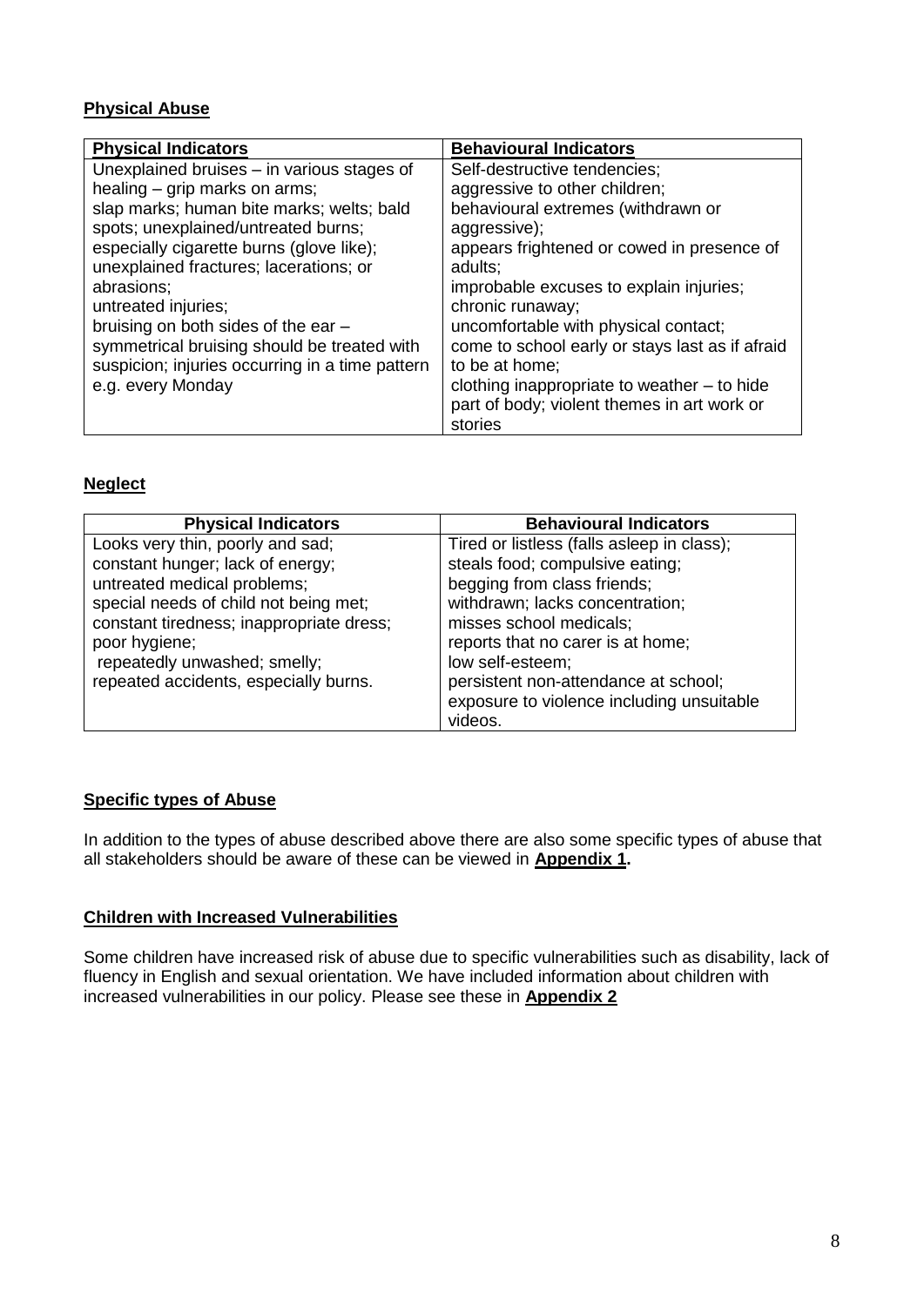**Physical Abuse**

| **Physical Indicators** | **Behavioural Indicators** |
|---|---|
| Unexplained bruises – in various stages of healing – grip marks on arms; slap marks; human bite marks; welts; bald spots; unexplained/untreated burns; especially cigarette burns (glove like); unexplained fractures; lacerations; or abrasions; untreated injuries; bruising on both sides of the ear – symmetrical bruising should be treated with suspicion; injuries occurring in a time pattern e.g. every Monday | Self-destructive tendencies; aggressive to other children; behavioural extremes (withdrawn or aggressive); appears frightened or cowed in presence of adults; improbable excuses to explain injuries; chronic runaway; uncomfortable with physical contact; come to school early or stays last as if afraid to be at home; clothing inappropriate to weather – to hide part of body; violent themes in art work or stories |

**Neglect**

| **Physical Indicators** | **Behavioural Indicators** |
|---|---|
| Looks very thin, poorly and sad; constant hunger; lack of energy; untreated medical problems; special needs of child not being met; constant tiredness; inappropriate dress; poor hygiene; repeatedly unwashed; smelly; repeated accidents, especially burns. | Tired or listless (falls asleep in class); steals food; compulsive eating; begging from class friends; withdrawn; lacks concentration; misses school medicals; reports that no carer is at home; low self-esteem; persistent non-attendance at school; exposure to violence including unsuitable videos. |

**Specific types of Abuse**

In addition to the types of abuse described above there are also some specific types of abuse that all stakeholders should be aware of these can be viewed in **Appendix 1.**

**Children with Increased Vulnerabilities**

Some children have increased risk of abuse due to specific vulnerabilities such as disability, lack of fluency in English and sexual orientation. We have included information about children with increased vulnerabilities in our policy. Please see these in **Appendix 2**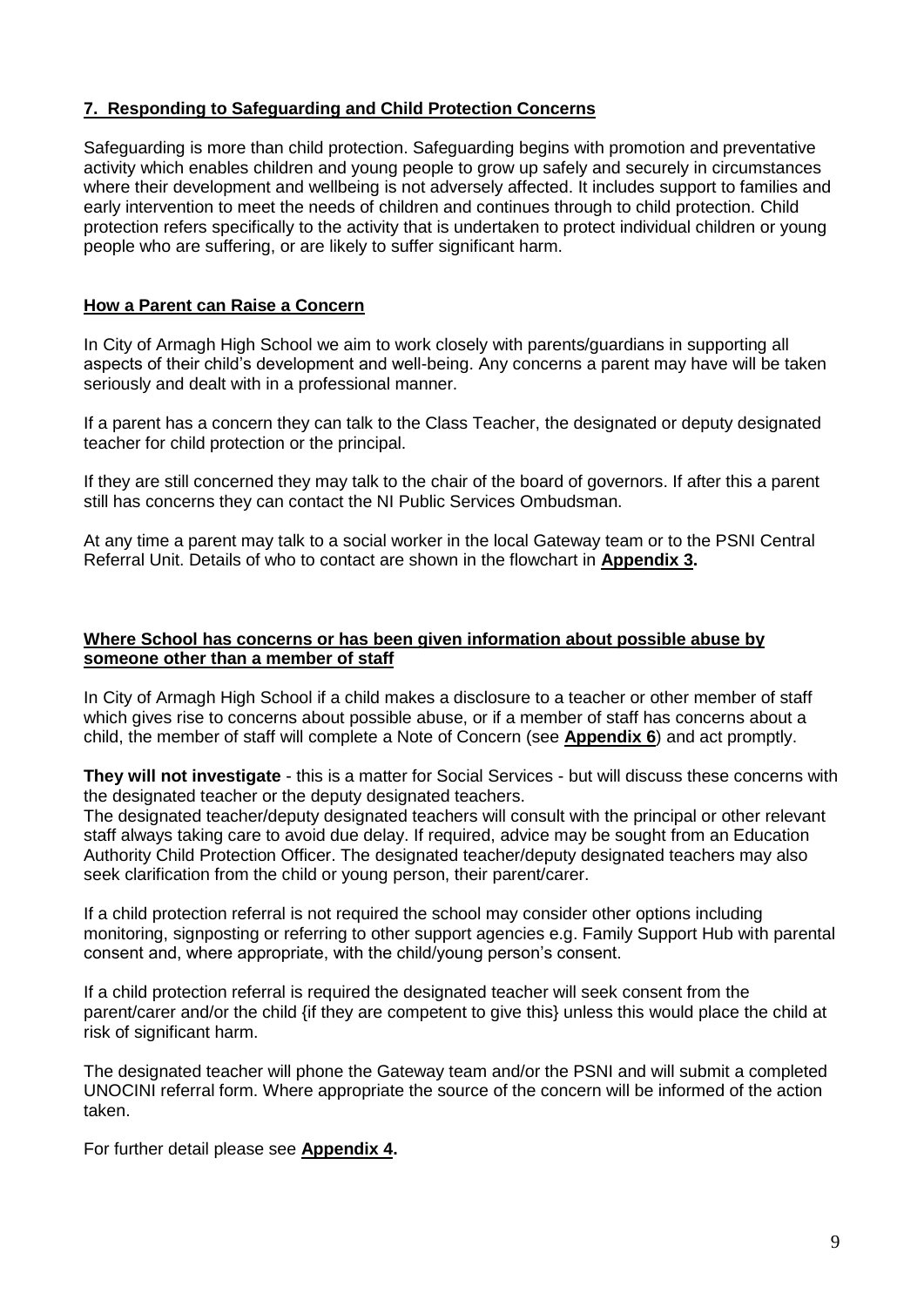## 7. Responding to Safeguarding and Child Protection Concerns

Safeguarding is more than child protection. Safeguarding begins with promotion and preventative activity which enables children and young people to grow up safely and securely in circumstances where their development and wellbeing is not adversely affected. It includes support to families and early intervention to meet the needs of children and continues through to child protection. Child protection refers specifically to the activity that is undertaken to protect individual children or young people who are suffering, or are likely to suffer significant harm.

### How a Parent can Raise a Concern

In City of Armagh High School we aim to work closely with parents/guardians in supporting all aspects of their child's development and well-being. Any concerns a parent may have will be taken seriously and dealt with in a professional manner.

If a parent has a concern they can talk to the Class Teacher, the designated or deputy designated teacher for child protection or the principal.

If they are still concerned they may talk to the chair of the board of governors. If after this a parent still has concerns they can contact the NI Public Services Ombudsman.

At any time a parent may talk to a social worker in the local Gateway team or to the PSNI Central Referral Unit. Details of who to contact are shown in the flowchart in **Appendix 3.**

### Where School has concerns or has been given information about possible abuse by someone other than a member of staff

In City of Armagh High School if a child makes a disclosure to a teacher or other member of staff which gives rise to concerns about possible abuse, or if a member of staff has concerns about a child, the member of staff will complete a Note of Concern (see **Appendix 6**) and act promptly.

**They will not investigate** - this is a matter for Social Services - but will discuss these concerns with the designated teacher or the deputy designated teachers.
The designated teacher/deputy designated teachers will consult with the principal or other relevant staff always taking care to avoid due delay. If required, advice may be sought from an Education Authority Child Protection Officer. The designated teacher/deputy designated teachers may also seek clarification from the child or young person, their parent/carer.

If a child protection referral is not required the school may consider other options including monitoring, signposting or referring to other support agencies e.g. Family Support Hub with parental consent and, where appropriate, with the child/young person's consent.

If a child protection referral is required the designated teacher will seek consent from the parent/carer and/or the child {if they are competent to give this} unless this would place the child at risk of significant harm.

The designated teacher will phone the Gateway team and/or the PSNI and will submit a completed UNOCINI referral form. Where appropriate the source of the concern will be informed of the action taken.

For further detail please see **Appendix 4.**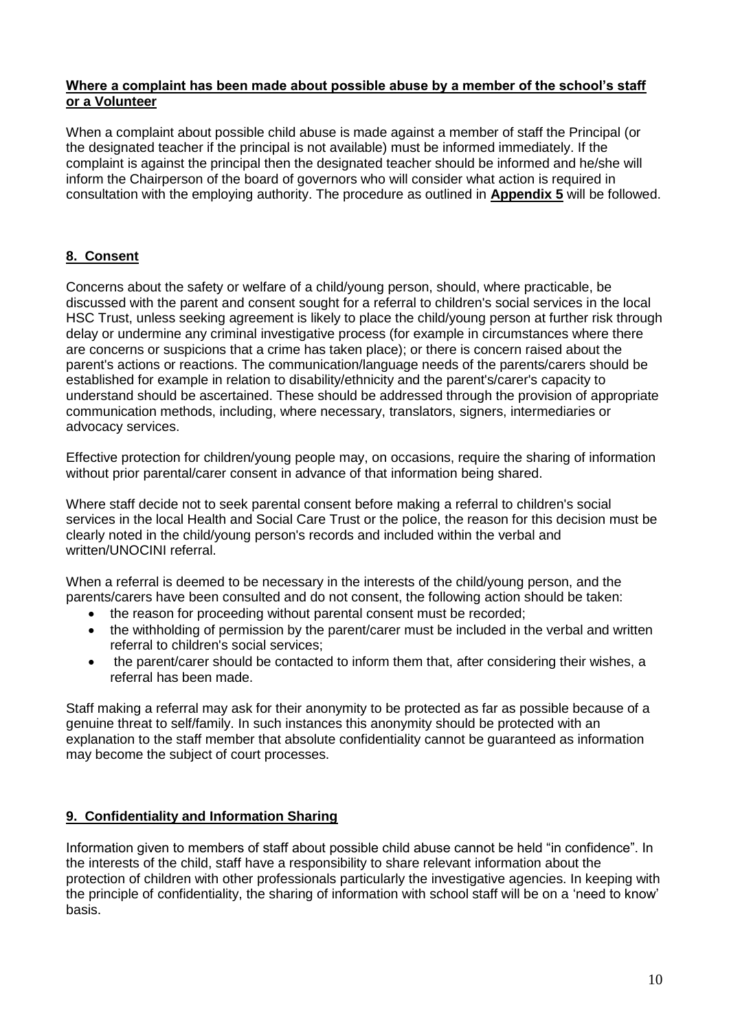**Where a complaint has been made about possible abuse by a member of the school's staff or a Volunteer**

When a complaint about possible child abuse is made against a member of staff the Principal (or the designated teacher if the principal is not available) must be informed immediately. If the complaint is against the principal then the designated teacher should be informed and he/she will inform the Chairperson of the board of governors who will consider what action is required in consultation with the employing authority. The procedure as outlined in **Appendix 5** will be followed.

## 8. Consent

Concerns about the safety or welfare of a child/young person, should, where practicable, be discussed with the parent and consent sought for a referral to children's social services in the local HSC Trust, unless seeking agreement is likely to place the child/young person at further risk through delay or undermine any criminal investigative process (for example in circumstances where there are concerns or suspicions that a crime has taken place); or there is concern raised about the parent's actions or reactions. The communication/language needs of the parents/carers should be established for example in relation to disability/ethnicity and the parent's/carer's capacity to understand should be ascertained. These should be addressed through the provision of appropriate communication methods, including, where necessary, translators, signers, intermediaries or advocacy services.

Effective protection for children/young people may, on occasions, require the sharing of information without prior parental/carer consent in advance of that information being shared.

Where staff decide not to seek parental consent before making a referral to children's social services in the local Health and Social Care Trust or the police, the reason for this decision must be clearly noted in the child/young person's records and included within the verbal and written/UNOCINI referral.

When a referral is deemed to be necessary in the interests of the child/young person, and the parents/carers have been consulted and do not consent, the following action should be taken:

- the reason for proceeding without parental consent must be recorded;
- the withholding of permission by the parent/carer must be included in the verbal and written referral to children's social services;
- the parent/carer should be contacted to inform them that, after considering their wishes, a referral has been made.

Staff making a referral may ask for their anonymity to be protected as far as possible because of a genuine threat to self/family. In such instances this anonymity should be protected with an explanation to the staff member that absolute confidentiality cannot be guaranteed as information may become the subject of court processes.

## 9. Confidentiality and Information Sharing

Information given to members of staff about possible child abuse cannot be held "in confidence". In the interests of the child, staff have a responsibility to share relevant information about the protection of children with other professionals particularly the investigative agencies. In keeping with the principle of confidentiality, the sharing of information with school staff will be on a 'need to know' basis.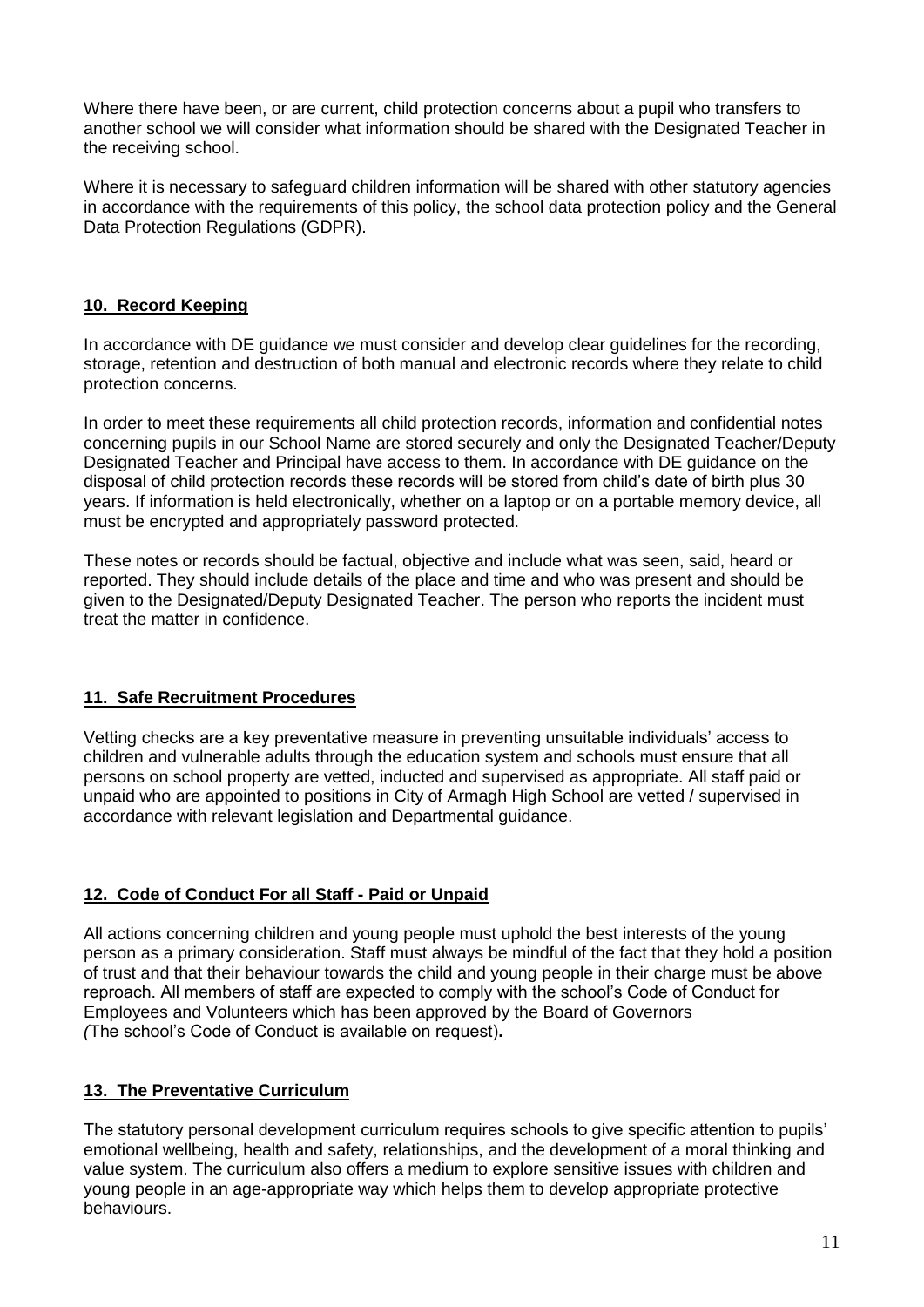Where there have been, or are current, child protection concerns about a pupil who transfers to another school we will consider what information should be shared with the Designated Teacher in the receiving school.

Where it is necessary to safeguard children information will be shared with other statutory agencies in accordance with the requirements of this policy, the school data protection policy and the General Data Protection Regulations (GDPR).

## 10. Record Keeping

In accordance with DE guidance we must consider and develop clear guidelines for the recording, storage, retention and destruction of both manual and electronic records where they relate to child protection concerns.

In order to meet these requirements all child protection records, information and confidential notes concerning pupils in our School Name are stored securely and only the Designated Teacher/Deputy Designated Teacher and Principal have access to them. In accordance with DE guidance on the disposal of child protection records these records will be stored from child's date of birth plus 30 years. If information is held electronically, whether on a laptop or on a portable memory device, all must be encrypted and appropriately password protected.

These notes or records should be factual, objective and include what was seen, said, heard or reported. They should include details of the place and time and who was present and should be given to the Designated/Deputy Designated Teacher. The person who reports the incident must treat the matter in confidence.

## 11. Safe Recruitment Procedures

Vetting checks are a key preventative measure in preventing unsuitable individuals' access to children and vulnerable adults through the education system and schools must ensure that all persons on school property are vetted, inducted and supervised as appropriate. All staff paid or unpaid who are appointed to positions in City of Armagh High School are vetted / supervised in accordance with relevant legislation and Departmental guidance.

## 12. Code of Conduct For all Staff - Paid or Unpaid

All actions concerning children and young people must uphold the best interests of the young person as a primary consideration. Staff must always be mindful of the fact that they hold a position of trust and that their behaviour towards the child and young people in their charge must be above reproach. All members of staff are expected to comply with the school's Code of Conduct for Employees and Volunteers which has been approved by the Board of Governors *(*The school's Code of Conduct is available on request)**.**

## 13. The Preventative Curriculum

The statutory personal development curriculum requires schools to give specific attention to pupils' emotional wellbeing, health and safety, relationships, and the development of a moral thinking and value system. The curriculum also offers a medium to explore sensitive issues with children and young people in an age-appropriate way which helps them to develop appropriate protective behaviours.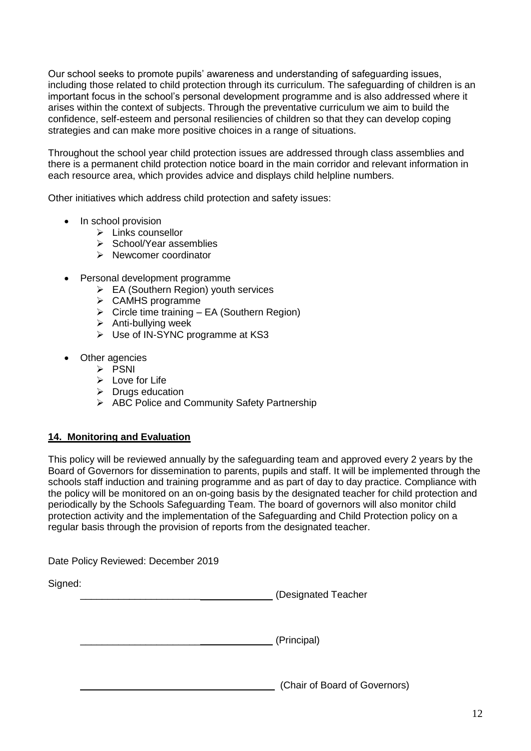Our school seeks to promote pupils' awareness and understanding of safeguarding issues, including those related to child protection through its curriculum. The safeguarding of children is an important focus in the school's personal development programme and is also addressed where it arises within the context of subjects. Through the preventative curriculum we aim to build the confidence, self-esteem and personal resiliencies of children so that they can develop coping strategies and can make more positive choices in a range of situations.

Throughout the school year child protection issues are addressed through class assemblies and there is a permanent child protection notice board in the main corridor and relevant information in each resource area, which provides advice and displays child helpline numbers.

Other initiatives which address child protection and safety issues:

- In school provision
  - Links counsellor
  - School/Year assemblies
  - Newcomer coordinator
- Personal development programme
  - EA (Southern Region) youth services
  - CAMHS programme
  - Circle time training – EA (Southern Region)
  - Anti-bullying week
  - Use of IN-SYNC programme at KS3
- Other agencies
  - PSNI
  - Love for Life
  - Drugs education
  - ABC Police and Community Safety Partnership

## 14. Monitoring and Evaluation

This policy will be reviewed annually by the safeguarding team and approved every 2 years by the Board of Governors for dissemination to parents, pupils and staff. It will be implemented through the schools staff induction and training programme and as part of day to day practice. Compliance with the policy will be monitored on an on-going basis by the designated teacher for child protection and periodically by the Schools Safeguarding Team. The board of governors will also monitor child protection activity and the implementation of the Safeguarding and Child Protection policy on a regular basis through the provision of reports from the designated teacher.

Date Policy Reviewed: December 2019

Signed:

___________________________________ (Designated Teacher

___________________________________ (Principal)

___________________________________ (Chair of Board of Governors)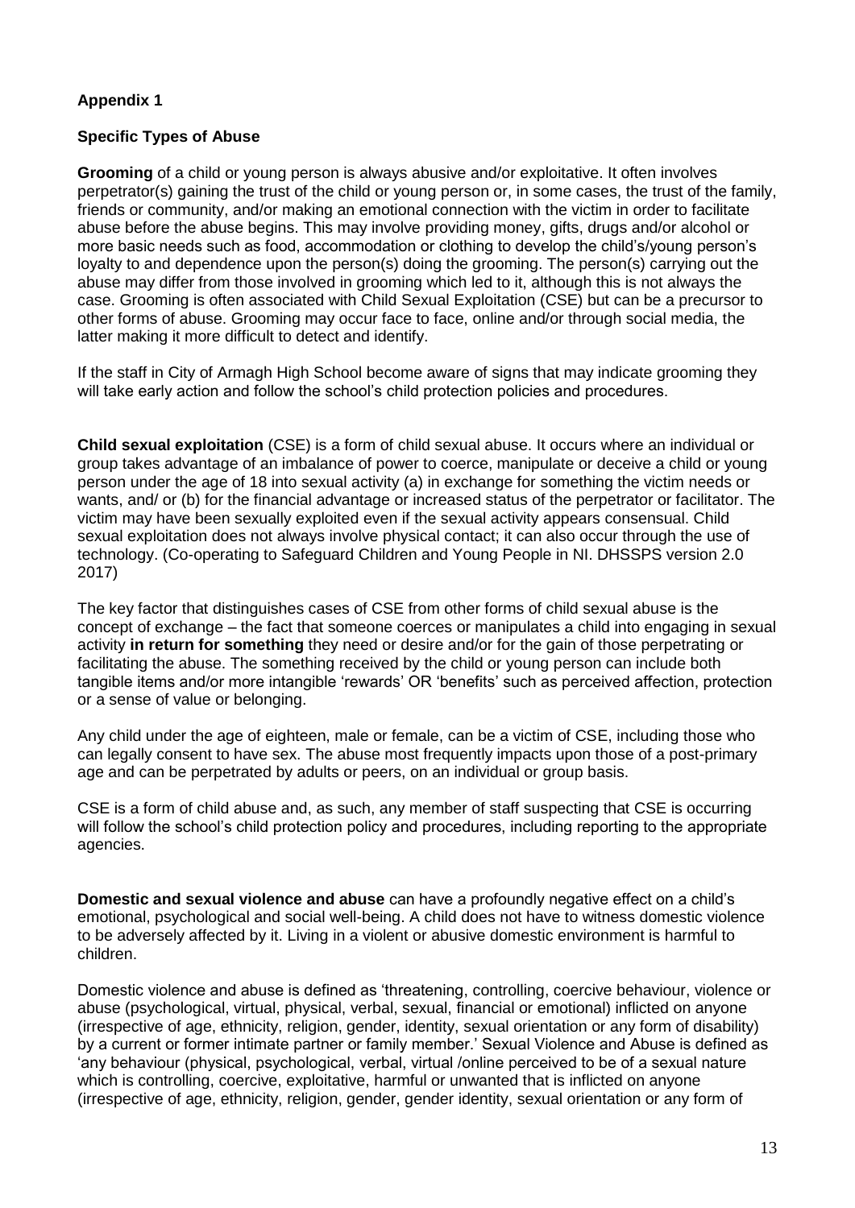**Appendix 1**

**Specific Types of Abuse**

**Grooming** of a child or young person is always abusive and/or exploitative. It often involves perpetrator(s) gaining the trust of the child or young person or, in some cases, the trust of the family, friends or community, and/or making an emotional connection with the victim in order to facilitate abuse before the abuse begins. This may involve providing money, gifts, drugs and/or alcohol or more basic needs such as food, accommodation or clothing to develop the child's/young person's loyalty to and dependence upon the person(s) doing the grooming. The person(s) carrying out the abuse may differ from those involved in grooming which led to it, although this is not always the case. Grooming is often associated with Child Sexual Exploitation (CSE) but can be a precursor to other forms of abuse. Grooming may occur face to face, online and/or through social media, the latter making it more difficult to detect and identify.

If the staff in City of Armagh High School become aware of signs that may indicate grooming they will take early action and follow the school's child protection policies and procedures.

**Child sexual exploitation** (CSE) is a form of child sexual abuse. It occurs where an individual or group takes advantage of an imbalance of power to coerce, manipulate or deceive a child or young person under the age of 18 into sexual activity (a) in exchange for something the victim needs or wants, and/ or (b) for the financial advantage or increased status of the perpetrator or facilitator. The victim may have been sexually exploited even if the sexual activity appears consensual. Child sexual exploitation does not always involve physical contact; it can also occur through the use of technology. (Co-operating to Safeguard Children and Young People in NI. DHSSPS version 2.0 2017)

The key factor that distinguishes cases of CSE from other forms of child sexual abuse is the concept of exchange – the fact that someone coerces or manipulates a child into engaging in sexual activity **in return for something** they need or desire and/or for the gain of those perpetrating or facilitating the abuse. The something received by the child or young person can include both tangible items and/or more intangible 'rewards' OR 'benefits' such as perceived affection, protection or a sense of value or belonging.

Any child under the age of eighteen, male or female, can be a victim of CSE, including those who can legally consent to have sex. The abuse most frequently impacts upon those of a post-primary age and can be perpetrated by adults or peers, on an individual or group basis.

CSE is a form of child abuse and, as such, any member of staff suspecting that CSE is occurring will follow the school's child protection policy and procedures, including reporting to the appropriate agencies.

**Domestic and sexual violence and abuse** can have a profoundly negative effect on a child's emotional, psychological and social well-being. A child does not have to witness domestic violence to be adversely affected by it. Living in a violent or abusive domestic environment is harmful to children.

Domestic violence and abuse is defined as 'threatening, controlling, coercive behaviour, violence or abuse (psychological, virtual, physical, verbal, sexual, financial or emotional) inflicted on anyone (irrespective of age, ethnicity, religion, gender, identity, sexual orientation or any form of disability) by a current or former intimate partner or family member.' Sexual Violence and Abuse is defined as 'any behaviour (physical, psychological, verbal, virtual /online perceived to be of a sexual nature which is controlling, coercive, exploitative, harmful or unwanted that is inflicted on anyone (irrespective of age, ethnicity, religion, gender, gender identity, sexual orientation or any form of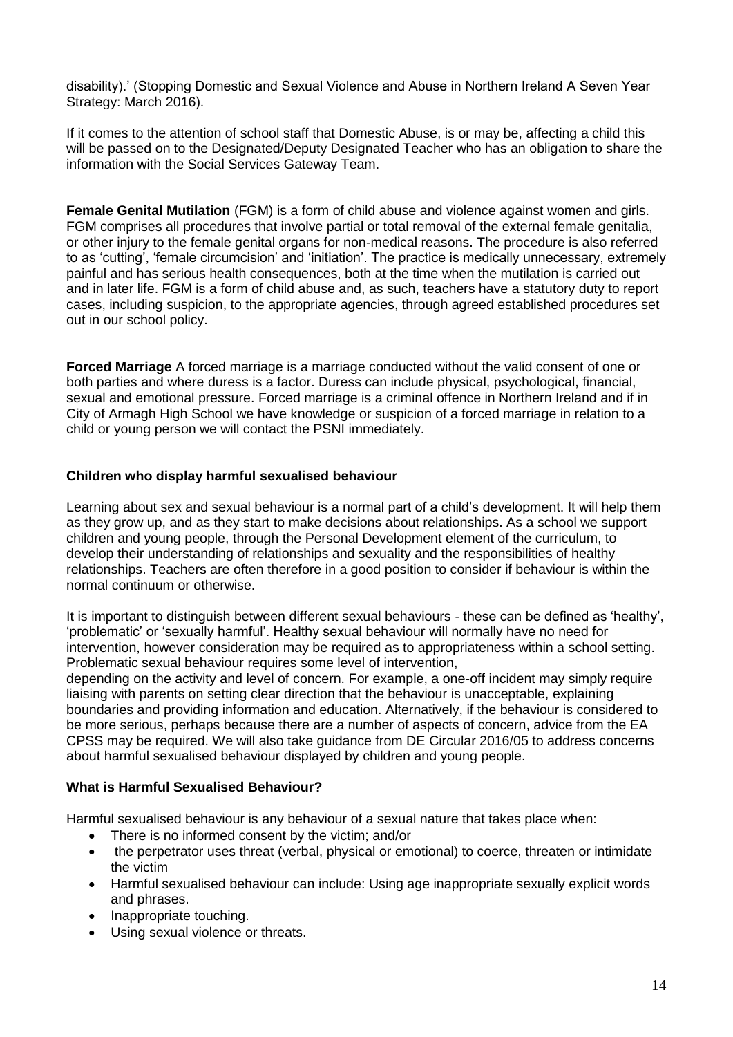disability).' (Stopping Domestic and Sexual Violence and Abuse in Northern Ireland A Seven Year Strategy: March 2016).

If it comes to the attention of school staff that Domestic Abuse, is or may be, affecting a child this will be passed on to the Designated/Deputy Designated Teacher who has an obligation to share the information with the Social Services Gateway Team.

**Female Genital Mutilation** (FGM) is a form of child abuse and violence against women and girls. FGM comprises all procedures that involve partial or total removal of the external female genitalia, or other injury to the female genital organs for non-medical reasons. The procedure is also referred to as 'cutting', 'female circumcision' and 'initiation'. The practice is medically unnecessary, extremely painful and has serious health consequences, both at the time when the mutilation is carried out and in later life. FGM is a form of child abuse and, as such, teachers have a statutory duty to report cases, including suspicion, to the appropriate agencies, through agreed established procedures set out in our school policy.

**Forced Marriage** A forced marriage is a marriage conducted without the valid consent of one or both parties and where duress is a factor. Duress can include physical, psychological, financial, sexual and emotional pressure. Forced marriage is a criminal offence in Northern Ireland and if in City of Armagh High School we have knowledge or suspicion of a forced marriage in relation to a child or young person we will contact the PSNI immediately.

### Children who display harmful sexualised behaviour

Learning about sex and sexual behaviour is a normal part of a child's development. It will help them as they grow up, and as they start to make decisions about relationships. As a school we support children and young people, through the Personal Development element of the curriculum, to develop their understanding of relationships and sexuality and the responsibilities of healthy relationships. Teachers are often therefore in a good position to consider if behaviour is within the normal continuum or otherwise.

It is important to distinguish between different sexual behaviours - these can be defined as 'healthy', 'problematic' or 'sexually harmful'. Healthy sexual behaviour will normally have no need for intervention, however consideration may be required as to appropriateness within a school setting. Problematic sexual behaviour requires some level of intervention,
depending on the activity and level of concern. For example, a one-off incident may simply require liaising with parents on setting clear direction that the behaviour is unacceptable, explaining boundaries and providing information and education. Alternatively, if the behaviour is considered to be more serious, perhaps because there are a number of aspects of concern, advice from the EA CPSS may be required. We will also take guidance from DE Circular 2016/05 to address concerns about harmful sexualised behaviour displayed by children and young people.

### What is Harmful Sexualised Behaviour?

Harmful sexualised behaviour is any behaviour of a sexual nature that takes place when:

- There is no informed consent by the victim; and/or
- the perpetrator uses threat (verbal, physical or emotional) to coerce, threaten or intimidate the victim
- Harmful sexualised behaviour can include: Using age inappropriate sexually explicit words and phrases.
- Inappropriate touching.
- Using sexual violence or threats.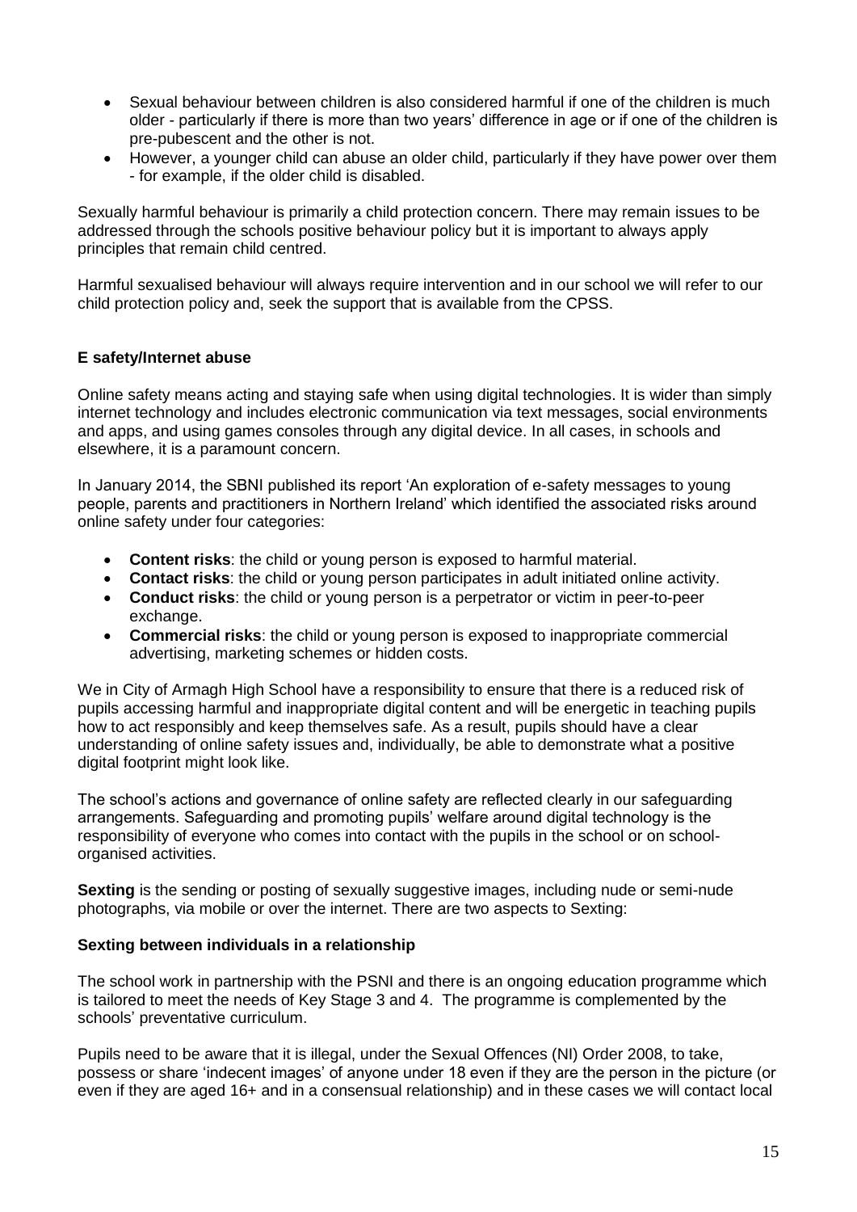- Sexual behaviour between children is also considered harmful if one of the children is much older - particularly if there is more than two years' difference in age or if one of the children is pre-pubescent and the other is not.
- However, a younger child can abuse an older child, particularly if they have power over them - for example, if the older child is disabled.

Sexually harmful behaviour is primarily a child protection concern. There may remain issues to be addressed through the schools positive behaviour policy but it is important to always apply principles that remain child centred.

Harmful sexualised behaviour will always require intervention and in our school we will refer to our child protection policy and, seek the support that is available from the CPSS.

**E safety/Internet abuse**

Online safety means acting and staying safe when using digital technologies. It is wider than simply internet technology and includes electronic communication via text messages, social environments and apps, and using games consoles through any digital device. In all cases, in schools and elsewhere, it is a paramount concern.

In January 2014, the SBNI published its report 'An exploration of e-safety messages to young people, parents and practitioners in Northern Ireland' which identified the associated risks around online safety under four categories:

- **Content risks**: the child or young person is exposed to harmful material.
- **Contact risks**: the child or young person participates in adult initiated online activity.
- **Conduct risks**: the child or young person is a perpetrator or victim in peer-to-peer exchange.
- **Commercial risks**: the child or young person is exposed to inappropriate commercial advertising, marketing schemes or hidden costs.

We in City of Armagh High School have a responsibility to ensure that there is a reduced risk of pupils accessing harmful and inappropriate digital content and will be energetic in teaching pupils how to act responsibly and keep themselves safe. As a result, pupils should have a clear understanding of online safety issues and, individually, be able to demonstrate what a positive digital footprint might look like.

The school's actions and governance of online safety are reflected clearly in our safeguarding arrangements. Safeguarding and promoting pupils' welfare around digital technology is the responsibility of everyone who comes into contact with the pupils in the school or on school-organised activities.

**Sexting** is the sending or posting of sexually suggestive images, including nude or semi-nude photographs, via mobile or over the internet. There are two aspects to Sexting:

**Sexting between individuals in a relationship**

The school work in partnership with the PSNI and there is an ongoing education programme which is tailored to meet the needs of Key Stage 3 and 4. The programme is complemented by the schools' preventative curriculum.

Pupils need to be aware that it is illegal, under the Sexual Offences (NI) Order 2008, to take, possess or share 'indecent images' of anyone under 18 even if they are the person in the picture (or even if they are aged 16+ and in a consensual relationship) and in these cases we will contact local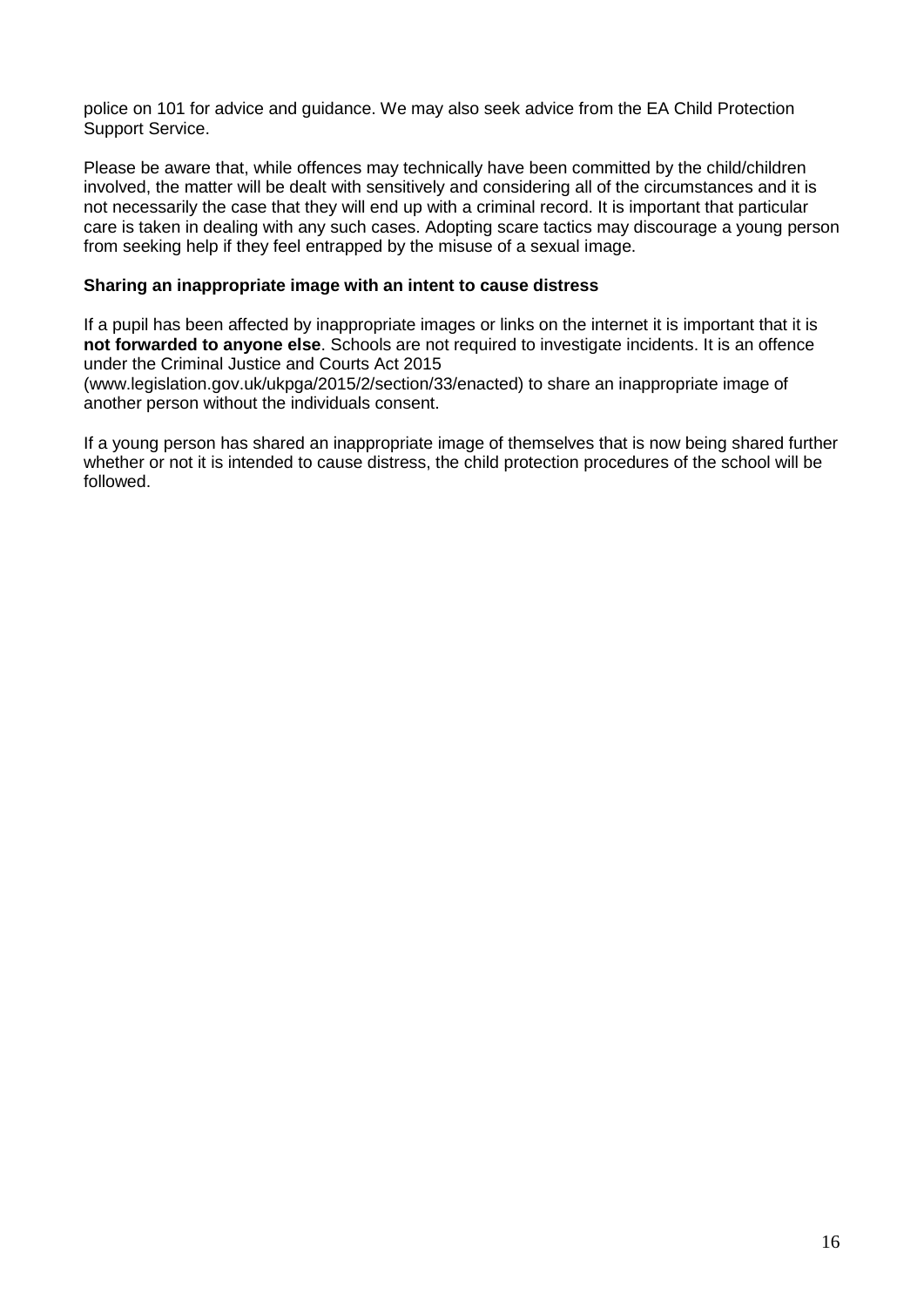police on 101 for advice and guidance. We may also seek advice from the EA Child Protection Support Service.

Please be aware that, while offences may technically have been committed by the child/children involved, the matter will be dealt with sensitively and considering all of the circumstances and it is not necessarily the case that they will end up with a criminal record. It is important that particular care is taken in dealing with any such cases. Adopting scare tactics may discourage a young person from seeking help if they feel entrapped by the misuse of a sexual image.

**Sharing an inappropriate image with an intent to cause distress**

If a pupil has been affected by inappropriate images or links on the internet it is important that it is **not forwarded to anyone else**. Schools are not required to investigate incidents. It is an offence under the Criminal Justice and Courts Act 2015 (www.legislation.gov.uk/ukpga/2015/2/section/33/enacted) to share an inappropriate image of another person without the individuals consent.

If a young person has shared an inappropriate image of themselves that is now being shared further whether or not it is intended to cause distress, the child protection procedures of the school will be followed.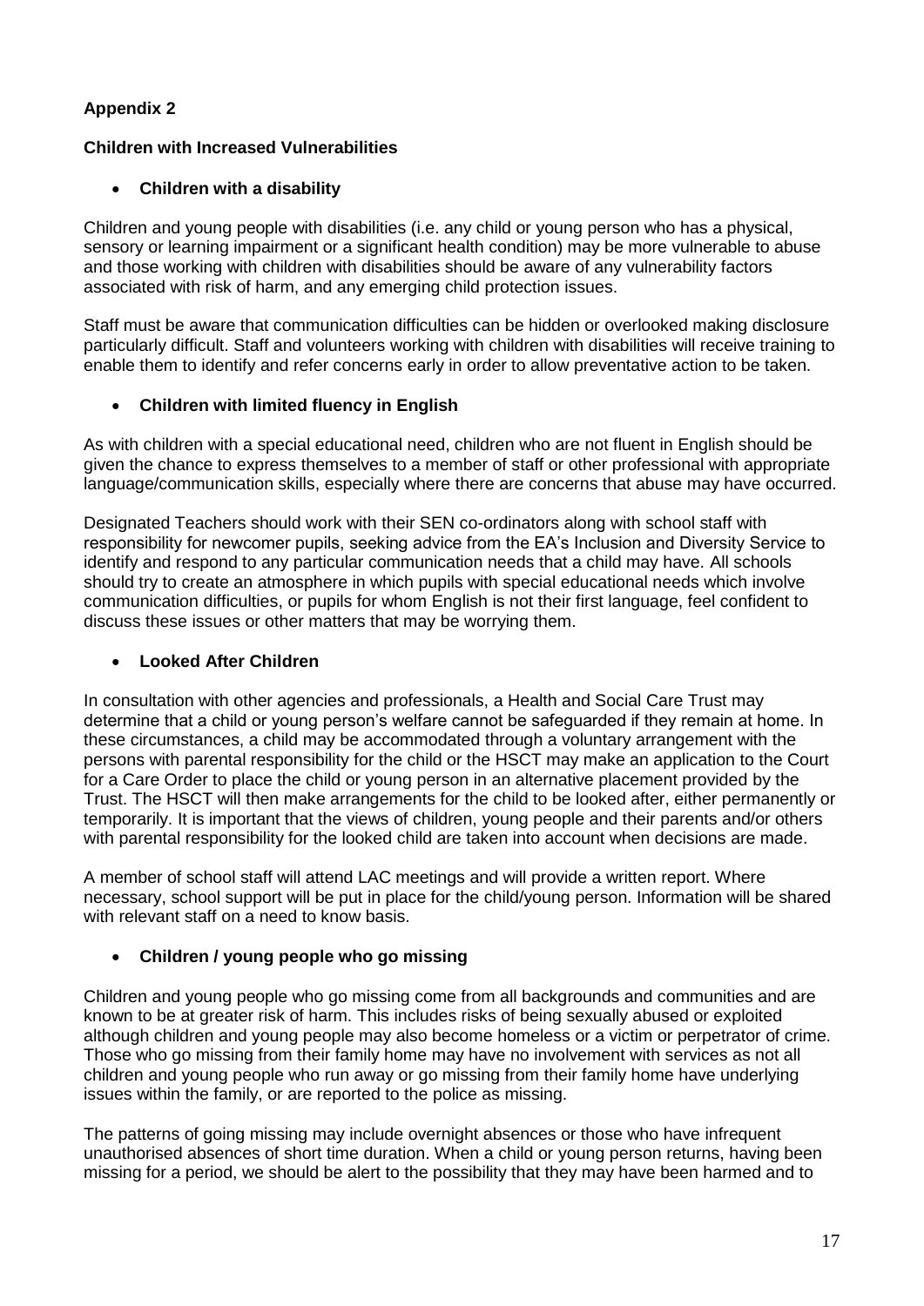**Appendix 2**

**Children with Increased Vulnerabilities**

- **Children with a disability**

Children and young people with disabilities (i.e. any child or young person who has a physical, sensory or learning impairment or a significant health condition) may be more vulnerable to abuse and those working with children with disabilities should be aware of any vulnerability factors associated with risk of harm, and any emerging child protection issues.

Staff must be aware that communication difficulties can be hidden or overlooked making disclosure particularly difficult. Staff and volunteers working with children with disabilities will receive training to enable them to identify and refer concerns early in order to allow preventative action to be taken.

- **Children with limited fluency in English**

As with children with a special educational need, children who are not fluent in English should be given the chance to express themselves to a member of staff or other professional with appropriate language/communication skills, especially where there are concerns that abuse may have occurred.

Designated Teachers should work with their SEN co-ordinators along with school staff with responsibility for newcomer pupils, seeking advice from the EA's Inclusion and Diversity Service to identify and respond to any particular communication needs that a child may have. All schools should try to create an atmosphere in which pupils with special educational needs which involve communication difficulties, or pupils for whom English is not their first language, feel confident to discuss these issues or other matters that may be worrying them.

- **Looked After Children**

In consultation with other agencies and professionals, a Health and Social Care Trust may determine that a child or young person's welfare cannot be safeguarded if they remain at home. In these circumstances, a child may be accommodated through a voluntary arrangement with the persons with parental responsibility for the child or the HSCT may make an application to the Court for a Care Order to place the child or young person in an alternative placement provided by the Trust. The HSCT will then make arrangements for the child to be looked after, either permanently or temporarily. It is important that the views of children, young people and their parents and/or others with parental responsibility for the looked child are taken into account when decisions are made.

A member of school staff will attend LAC meetings and will provide a written report. Where necessary, school support will be put in place for the child/young person. Information will be shared with relevant staff on a need to know basis.

- **Children / young people who go missing**

Children and young people who go missing come from all backgrounds and communities and are known to be at greater risk of harm. This includes risks of being sexually abused or exploited although children and young people may also become homeless or a victim or perpetrator of crime. Those who go missing from their family home may have no involvement with services as not all children and young people who run away or go missing from their family home have underlying issues within the family, or are reported to the police as missing.

The patterns of going missing may include overnight absences or those who have infrequent unauthorised absences of short time duration. When a child or young person returns, having been missing for a period, we should be alert to the possibility that they may have been harmed and to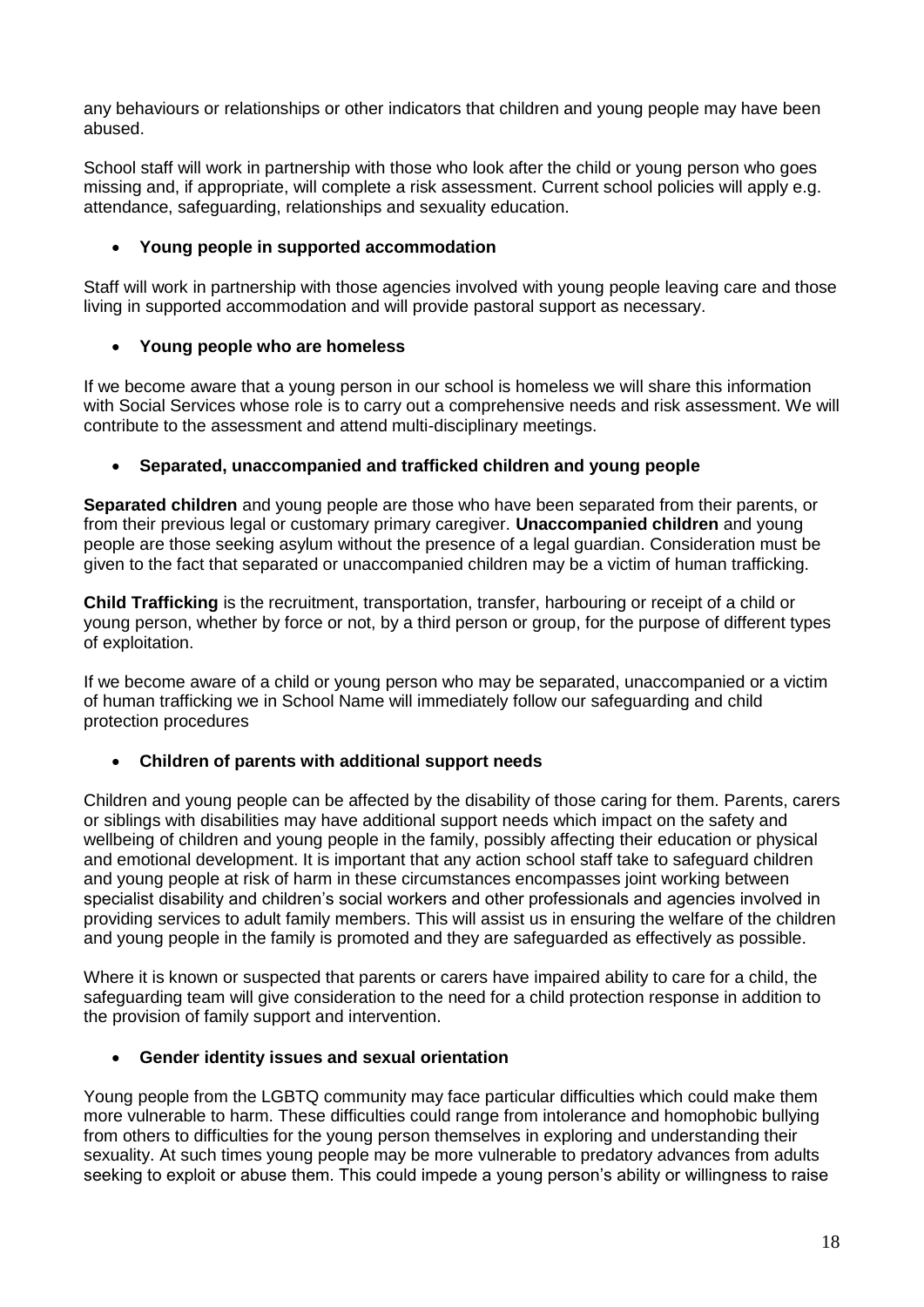any behaviours or relationships or other indicators that children and young people may have been abused.

School staff will work in partnership with those who look after the child or young person who goes missing and, if appropriate, will complete a risk assessment. Current school policies will apply e.g. attendance, safeguarding, relationships and sexuality education.

- **Young people in supported accommodation**

Staff will work in partnership with those agencies involved with young people leaving care and those living in supported accommodation and will provide pastoral support as necessary.

- **Young people who are homeless**

If we become aware that a young person in our school is homeless we will share this information with Social Services whose role is to carry out a comprehensive needs and risk assessment. We will contribute to the assessment and attend multi-disciplinary meetings.

- **Separated, unaccompanied and trafficked children and young people**

**Separated children** and young people are those who have been separated from their parents, or from their previous legal or customary primary caregiver. **Unaccompanied children** and young people are those seeking asylum without the presence of a legal guardian. Consideration must be given to the fact that separated or unaccompanied children may be a victim of human trafficking.

**Child Trafficking** is the recruitment, transportation, transfer, harbouring or receipt of a child or young person, whether by force or not, by a third person or group, for the purpose of different types of exploitation.

If we become aware of a child or young person who may be separated, unaccompanied or a victim of human trafficking we in School Name will immediately follow our safeguarding and child protection procedures

- **Children of parents with additional support needs**

Children and young people can be affected by the disability of those caring for them. Parents, carers or siblings with disabilities may have additional support needs which impact on the safety and wellbeing of children and young people in the family, possibly affecting their education or physical and emotional development. It is important that any action school staff take to safeguard children and young people at risk of harm in these circumstances encompasses joint working between specialist disability and children's social workers and other professionals and agencies involved in providing services to adult family members. This will assist us in ensuring the welfare of the children and young people in the family is promoted and they are safeguarded as effectively as possible.

Where it is known or suspected that parents or carers have impaired ability to care for a child, the safeguarding team will give consideration to the need for a child protection response in addition to the provision of family support and intervention.

- **Gender identity issues and sexual orientation**

Young people from the LGBTQ community may face particular difficulties which could make them more vulnerable to harm. These difficulties could range from intolerance and homophobic bullying from others to difficulties for the young person themselves in exploring and understanding their sexuality. At such times young people may be more vulnerable to predatory advances from adults seeking to exploit or abuse them. This could impede a young person's ability or willingness to raise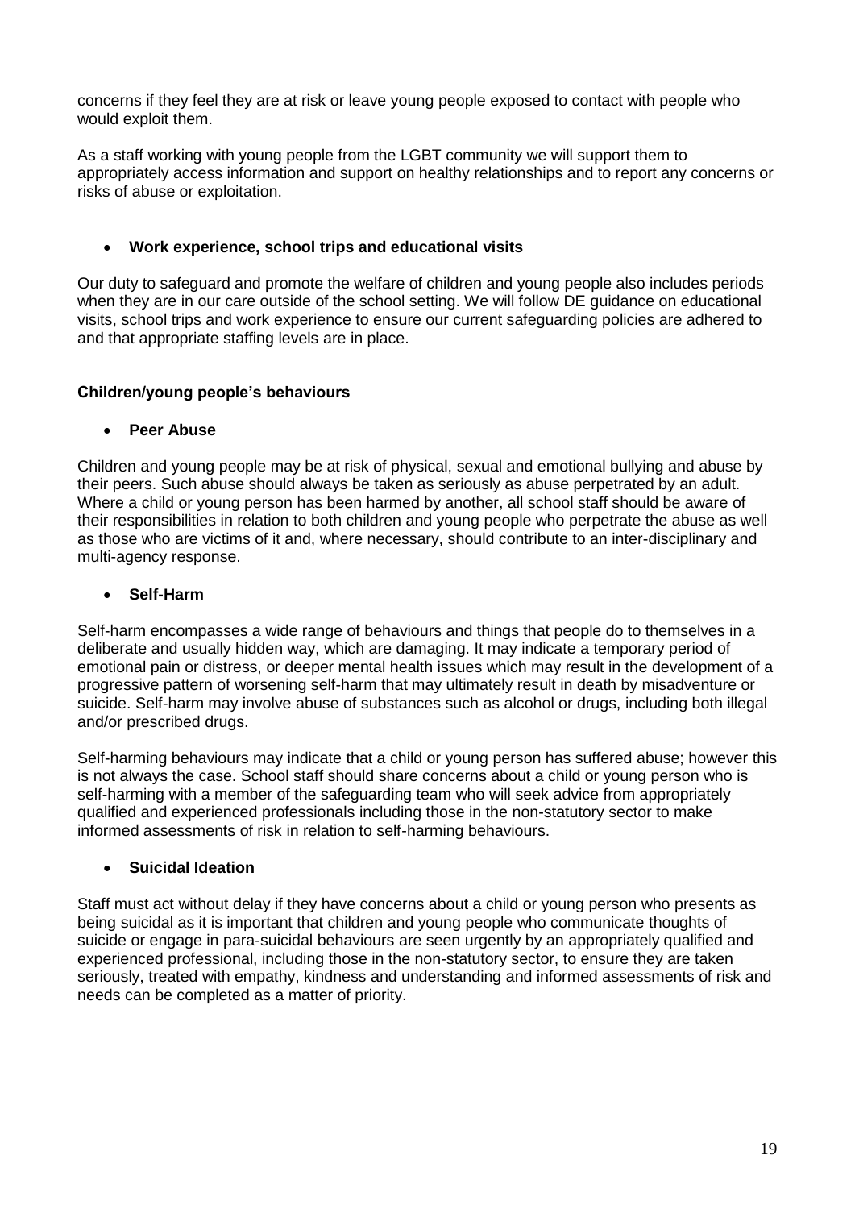concerns if they feel they are at risk or leave young people exposed to contact with people who would exploit them.

As a staff working with young people from the LGBT community we will support them to appropriately access information and support on healthy relationships and to report any concerns or risks of abuse or exploitation.

- **Work experience, school trips and educational visits**

Our duty to safeguard and promote the welfare of children and young people also includes periods when they are in our care outside of the school setting. We will follow DE guidance on educational visits, school trips and work experience to ensure our current safeguarding policies are adhered to and that appropriate staffing levels are in place.

**Children/young people's behaviours**

- **Peer Abuse**

Children and young people may be at risk of physical, sexual and emotional bullying and abuse by their peers. Such abuse should always be taken as seriously as abuse perpetrated by an adult. Where a child or young person has been harmed by another, all school staff should be aware of their responsibilities in relation to both children and young people who perpetrate the abuse as well as those who are victims of it and, where necessary, should contribute to an inter-disciplinary and multi-agency response.

- **Self-Harm**

Self-harm encompasses a wide range of behaviours and things that people do to themselves in a deliberate and usually hidden way, which are damaging. It may indicate a temporary period of emotional pain or distress, or deeper mental health issues which may result in the development of a progressive pattern of worsening self-harm that may ultimately result in death by misadventure or suicide. Self-harm may involve abuse of substances such as alcohol or drugs, including both illegal and/or prescribed drugs.

Self-harming behaviours may indicate that a child or young person has suffered abuse; however this is not always the case. School staff should share concerns about a child or young person who is self-harming with a member of the safeguarding team who will seek advice from appropriately qualified and experienced professionals including those in the non-statutory sector to make informed assessments of risk in relation to self-harming behaviours.

- **Suicidal Ideation**

Staff must act without delay if they have concerns about a child or young person who presents as being suicidal as it is important that children and young people who communicate thoughts of suicide or engage in para-suicidal behaviours are seen urgently by an appropriately qualified and experienced professional, including those in the non-statutory sector, to ensure they are taken seriously, treated with empathy, kindness and understanding and informed assessments of risk and needs can be completed as a matter of priority.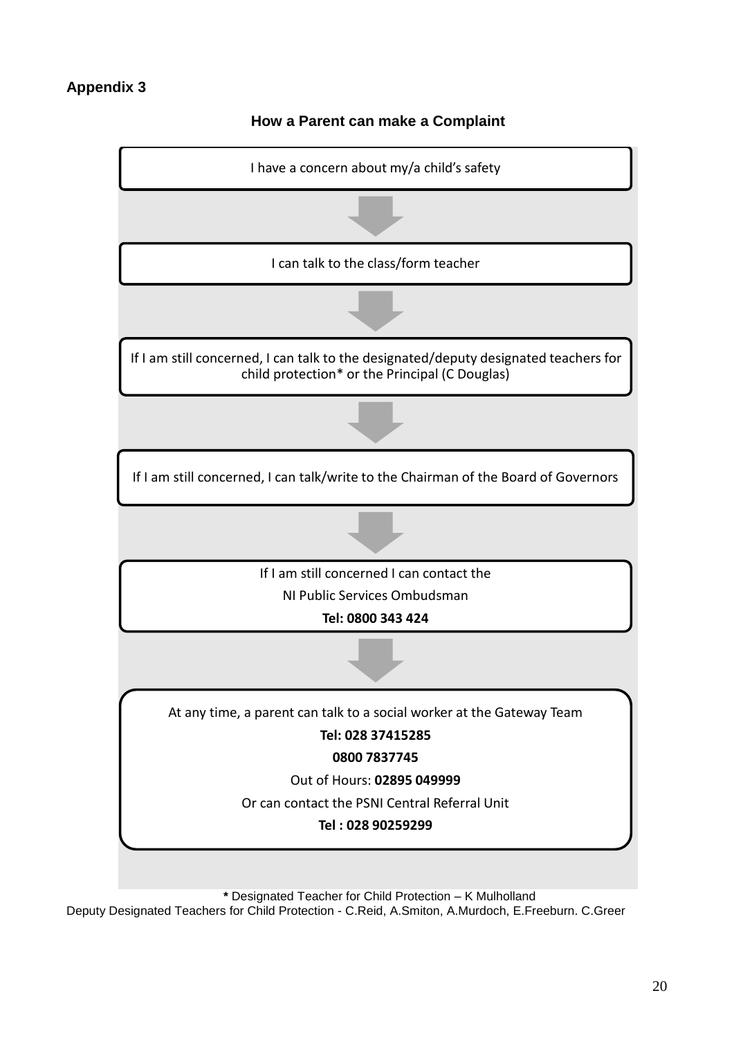**Appendix 3**

## How a Parent can make a Complaint

I have a concern about my/a child's safety

↓

I can talk to the class/form teacher

↓

If I am still concerned, I can talk to the designated/deputy designated teachers for child protection* or the Principal (C Douglas)

↓

If I am still concerned, I can talk/write to the Chairman of the Board of Governors

↓

If I am still concerned I can contact the

NI Public Services Ombudsman

**Tel: 0800 343 424**

↓

At any time, a parent can talk to a social worker at the Gateway Team

**Tel: 028 37415285**

**0800 7837745**

Out of Hours: **02895 049999**

Or can contact the PSNI Central Referral Unit

**Tel : 028 90259299**

**\*** Designated Teacher for Child Protection – K Mulholland

Deputy Designated Teachers for Child Protection - C.Reid, A.Smiton, A.Murdoch, E.Freeburn. C.Greer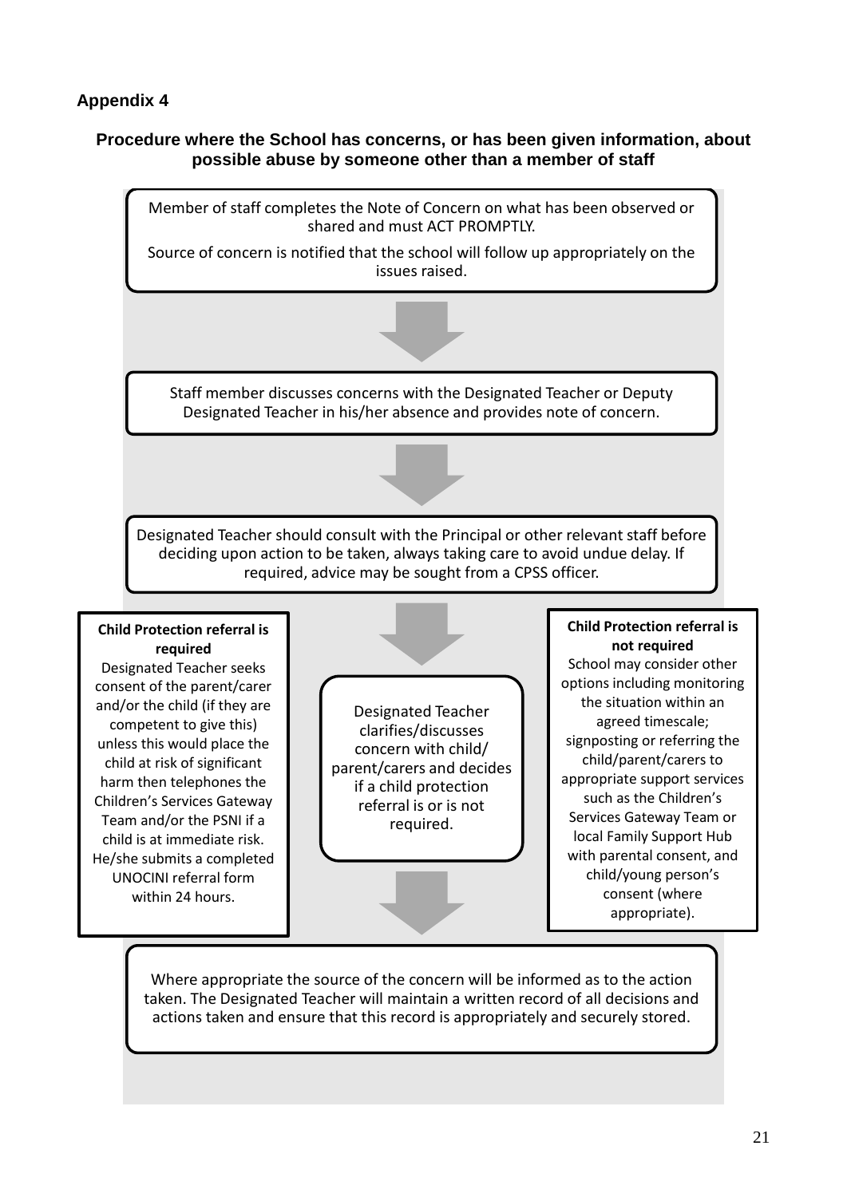## Appendix 4

### Procedure where the School has concerns, or has been given information, about possible abuse by someone other than a member of staff

Member of staff completes the Note of Concern on what has been observed or shared and must ACT PROMPTLY.

Source of concern is notified that the school will follow up appropriately on the issues raised.

↓

Staff member discusses concerns with the Designated Teacher or Deputy Designated Teacher in his/her absence and provides note of concern.

↓

Designated Teacher should consult with the Principal or other relevant staff before deciding upon action to be taken, always taking care to avoid undue delay. If required, advice may be sought from a CPSS officer.

↓

Designated Teacher clarifies/discusses concern with child/ parent/carers and decides if a child protection referral is or is not required.

**Child Protection referral is required**
Designated Teacher seeks consent of the parent/carer and/or the child (if they are competent to give this) unless this would place the child at risk of significant harm then telephones the Children's Services Gateway Team and/or the PSNI if a child is at immediate risk. He/she submits a completed UNOCINI referral form within 24 hours.

**Child Protection referral is not required**
School may consider other options including monitoring the situation within an agreed timescale; signposting or referring the child/parent/carers to appropriate support services such as the Children's Services Gateway Team or local Family Support Hub with parental consent, and child/young person's consent (where appropriate).

↓

Where appropriate the source of the concern will be informed as to the action taken. The Designated Teacher will maintain a written record of all decisions and actions taken and ensure that this record is appropriately and securely stored.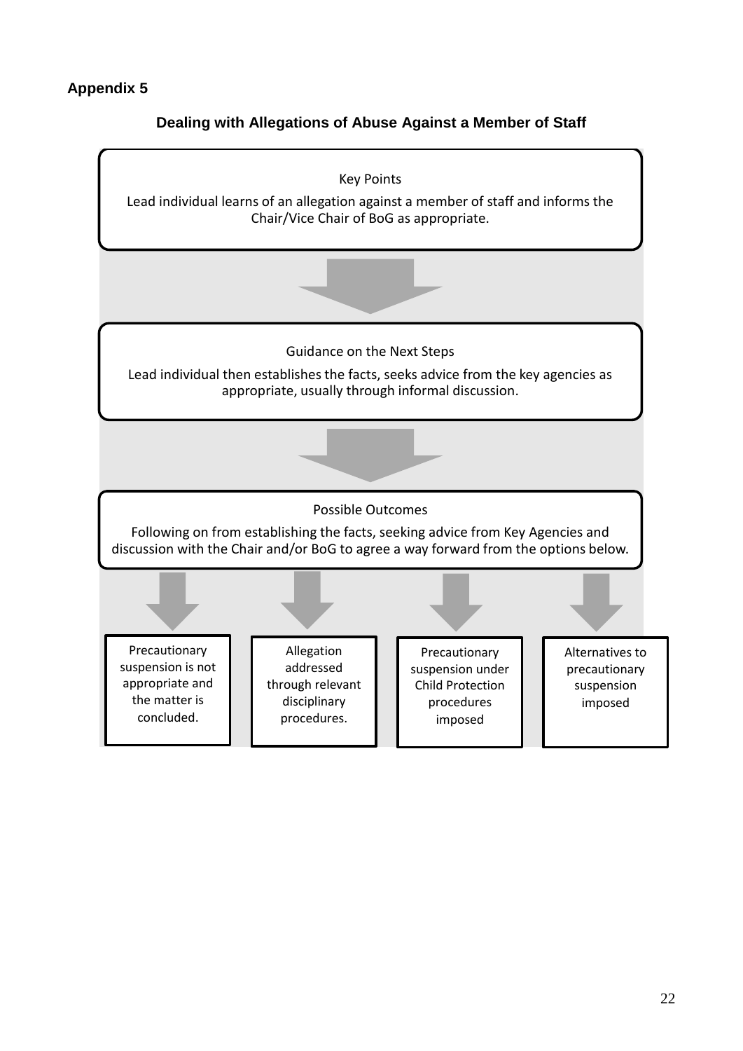**Appendix 5**

## Dealing with Allegations of Abuse Against a Member of Staff

**Key Points**

Lead individual learns of an allegation against a member of staff and informs the Chair/Vice Chair of BoG as appropriate.

↓

**Guidance on the Next Steps**

Lead individual then establishes the facts, seeks advice from the key agencies as appropriate, usually through informal discussion.

↓

**Possible Outcomes**

Following on from establishing the facts, seeking advice from Key Agencies and discussion with the Chair and/or BoG to agree a way forward from the options below.

↓

- Precautionary suspension is not appropriate and the matter is concluded.
- Allegation addressed through relevant disciplinary procedures.
- Precautionary suspension under Child Protection procedures imposed
- Alternatives to precautionary suspension imposed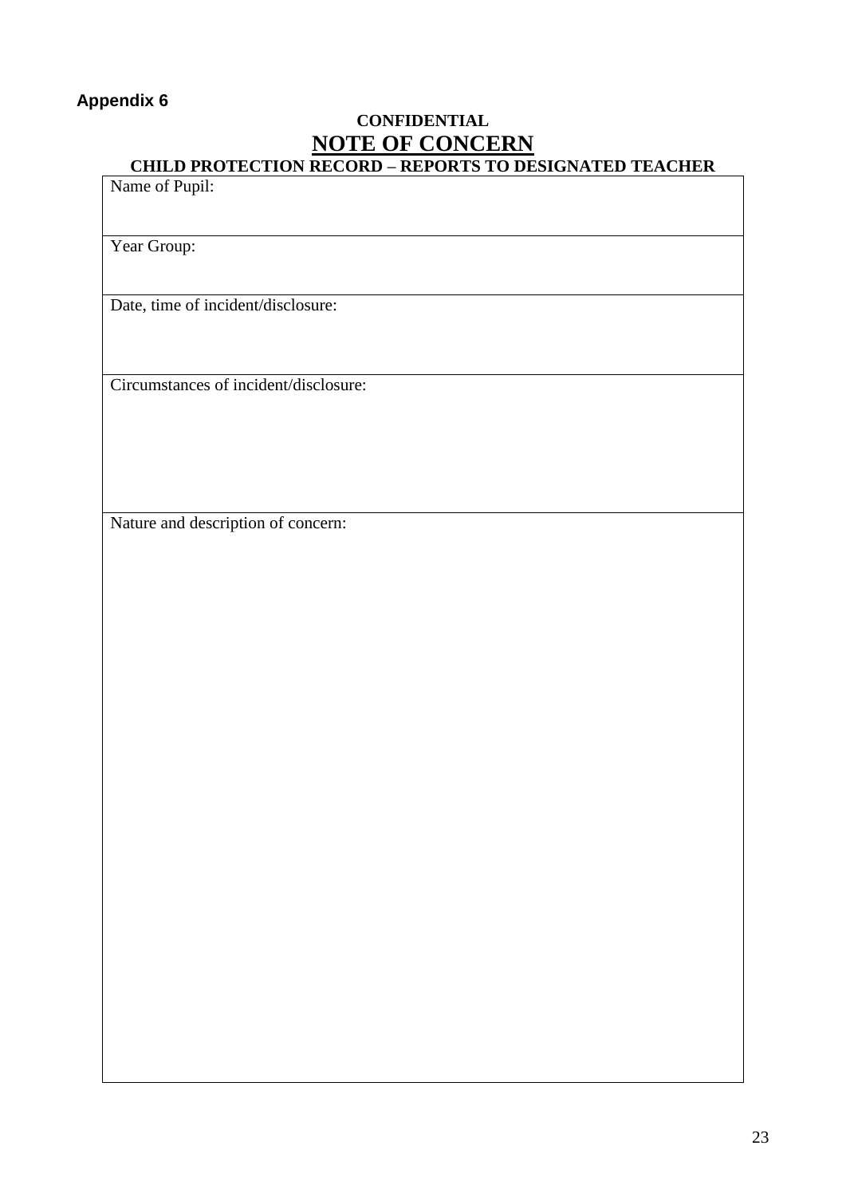**Appendix 6**

**CONFIDENTIAL**

# NOTE OF CONCERN

## CHILD PROTECTION RECORD – REPORTS TO DESIGNATED TEACHER

| Name of Pupil: |
|---|
| Year Group: |
| Date, time of incident/disclosure: |
| Circumstances of incident/disclosure: |
| Nature and description of concern: |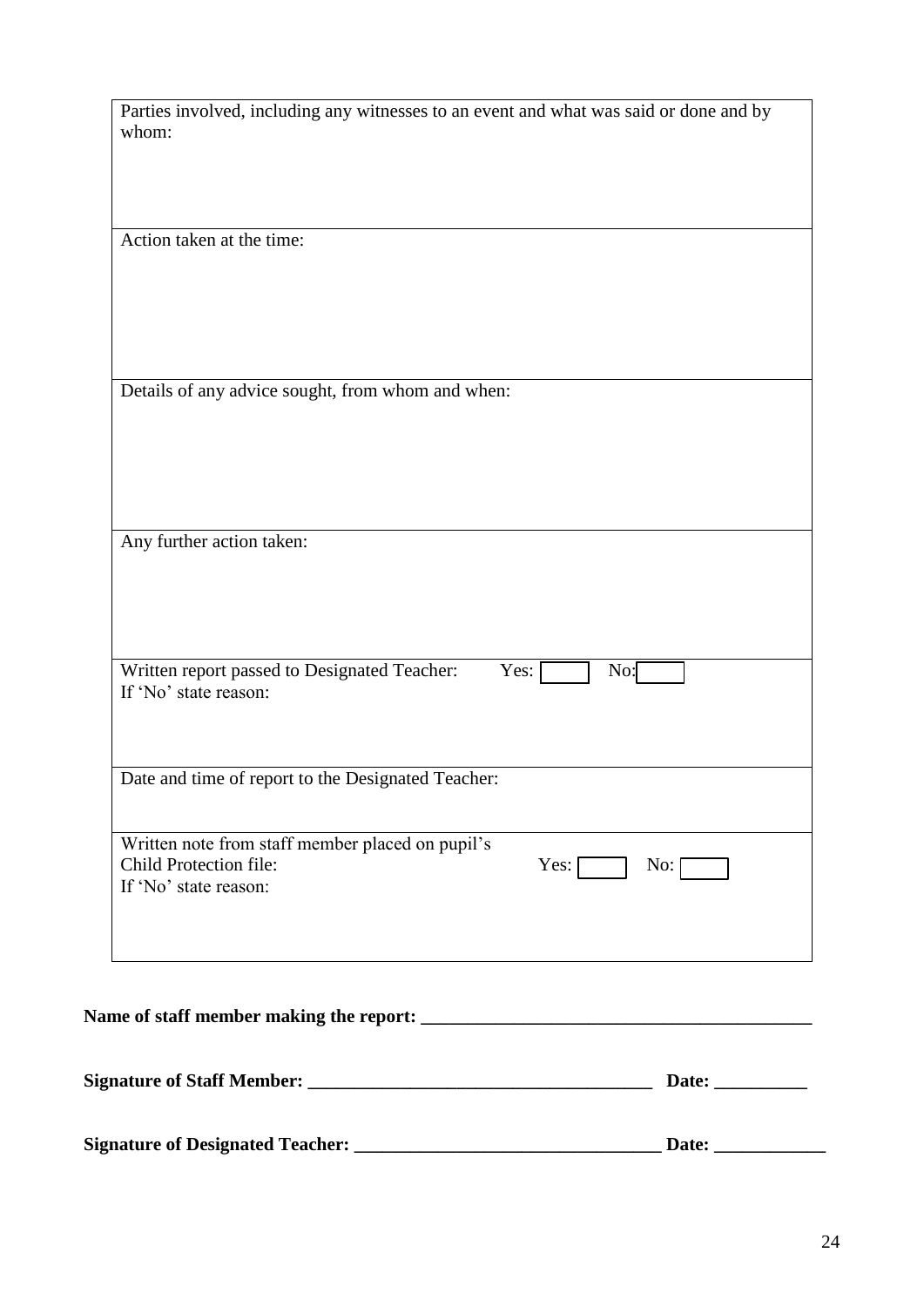| |
|---|
| Parties involved, including any witnesses to an event and what was said or done and by whom: |
| Action taken at the time: |
| Details of any advice sought, from whom and when: |
| Any further action taken: |
| Written report passed to Designated Teacher: Yes: ☐ No: ☐<br>If 'No' state reason: |
| Date and time of report to the Designated Teacher: |
| Written note from staff member placed on pupil's Child Protection file: Yes: ☐ No: ☐<br>If 'No' state reason: |

**Name of staff member making the report: ________________________________________**

**Signature of Staff Member: ____________________________________ Date: __________**

**Signature of Designated Teacher: ________________________________ Date: ____________**